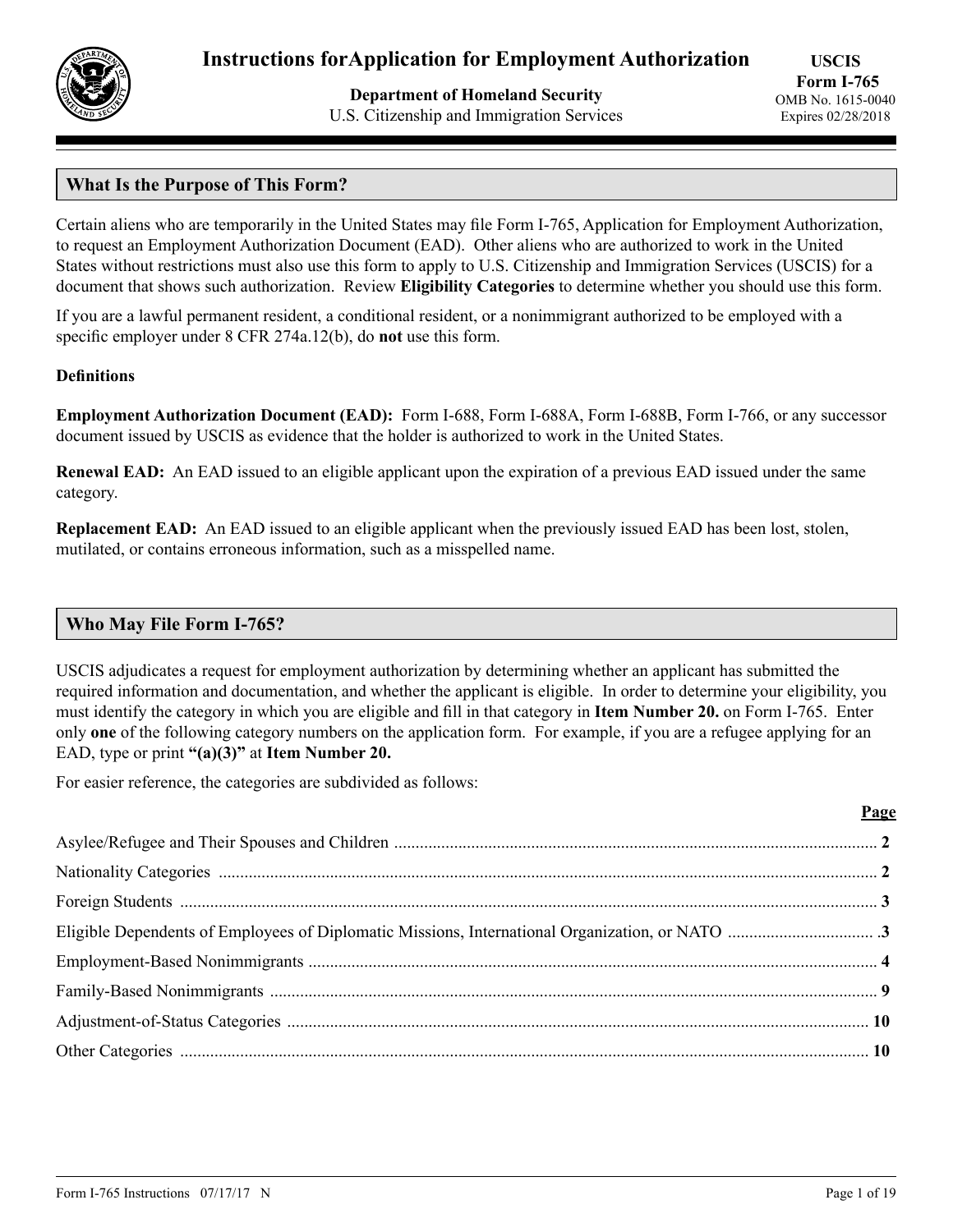# Instructions forApplication for Employment Authorization

**Department of Homeland Security**
U.S. Citizenship and Immigration Services

**USCIS**
**Form I-765**
OMB No. 1615-0040
Expires 02/28/2018

## What Is the Purpose of This Form?

Certain aliens who are temporarily in the United States may file Form I-765, Application for Employment Authorization, to request an Employment Authorization Document (EAD). Other aliens who are authorized to work in the United States without restrictions must also use this form to apply to U.S. Citizenship and Immigration Services (USCIS) for a document that shows such authorization. Review **Eligibility Categories** to determine whether you should use this form.

If you are a lawful permanent resident, a conditional resident, or a nonimmigrant authorized to be employed with a specific employer under 8 CFR 274a.12(b), do **not** use this form.

**Definitions**

**Employment Authorization Document (EAD):** Form I-688, Form I-688A, Form I-688B, Form I-766, or any successor document issued by USCIS as evidence that the holder is authorized to work in the United States.

**Renewal EAD:** An EAD issued to an eligible applicant upon the expiration of a previous EAD issued under the same category.

**Replacement EAD:** An EAD issued to an eligible applicant when the previously issued EAD has been lost, stolen, mutilated, or contains erroneous information, such as a misspelled name.

## Who May File Form I-765?

USCIS adjudicates a request for employment authorization by determining whether an applicant has submitted the required information and documentation, and whether the applicant is eligible. In order to determine your eligibility, you must identify the category in which you are eligible and fill in that category in **Item Number 20.** on Form I-765. Enter only **one** of the following category numbers on the application form. For example, if you are a refugee applying for an EAD, type or print **"(a)(3)"** at **Item Number 20.**

For easier reference, the categories are subdivided as follows:

| | **Page** |
|---|---|
| Asylee/Refugee and Their Spouses and Children | 2 |
| Nationality Categories | 2 |
| Foreign Students | 3 |
| Eligible Dependents of Employees of Diplomatic Missions, International Organization, or NATO | 3 |
| Employment-Based Nonimmigrants | 4 |
| Family-Based Nonimmigrants | 9 |
| Adjustment-of-Status Categories | 10 |
| Other Categories | 10 |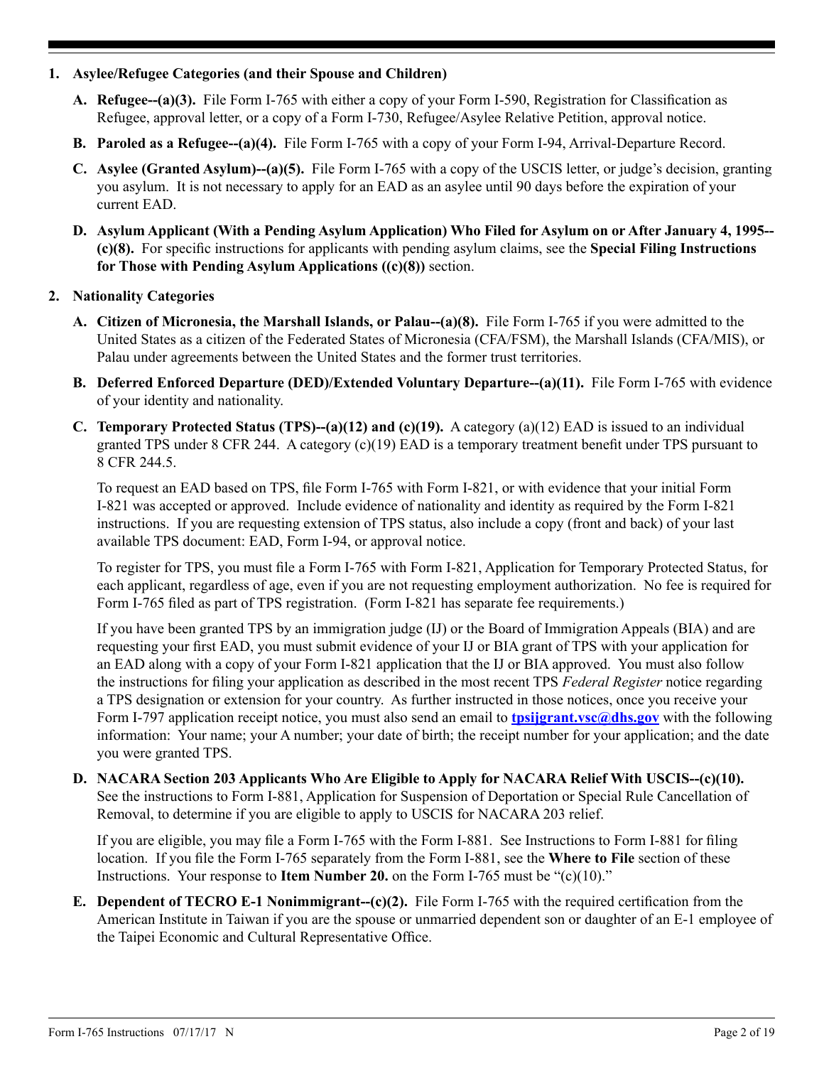1. **Asylee/Refugee Categories (and their Spouse and Children)**

   **A. Refugee--(a)(3).** File Form I-765 with either a copy of your Form I-590, Registration for Classification as Refugee, approval letter, or a copy of a Form I-730, Refugee/Asylee Relative Petition, approval notice.

   **B. Paroled as a Refugee--(a)(4).** File Form I-765 with a copy of your Form I-94, Arrival-Departure Record.

   **C. Asylee (Granted Asylum)--(a)(5).** File Form I-765 with a copy of the USCIS letter, or judge's decision, granting you asylum. It is not necessary to apply for an EAD as an asylee until 90 days before the expiration of your current EAD.

   **D. Asylum Applicant (With a Pending Asylum Application) Who Filed for Asylum on or After January 4, 1995--(c)(8).** For specific instructions for applicants with pending asylum claims, see the **Special Filing Instructions for Those with Pending Asylum Applications ((c)(8))** section.

2. **Nationality Categories**

   **A. Citizen of Micronesia, the Marshall Islands, or Palau--(a)(8).** File Form I-765 if you were admitted to the United States as a citizen of the Federated States of Micronesia (CFA/FSM), the Marshall Islands (CFA/MIS), or Palau under agreements between the United States and the former trust territories.

   **B. Deferred Enforced Departure (DED)/Extended Voluntary Departure--(a)(11).** File Form I-765 with evidence of your identity and nationality.

   **C. Temporary Protected Status (TPS)--(a)(12) and (c)(19).** A category (a)(12) EAD is issued to an individual granted TPS under 8 CFR 244. A category (c)(19) EAD is a temporary treatment benefit under TPS pursuant to 8 CFR 244.5.

   To request an EAD based on TPS, file Form I-765 with Form I-821, or with evidence that your initial Form I-821 was accepted or approved. Include evidence of nationality and identity as required by the Form I-821 instructions. If you are requesting extension of TPS status, also include a copy (front and back) of your last available TPS document: EAD, Form I-94, or approval notice.

   To register for TPS, you must file a Form I-765 with Form I-821, Application for Temporary Protected Status, for each applicant, regardless of age, even if you are not requesting employment authorization. No fee is required for Form I-765 filed as part of TPS registration. (Form I-821 has separate fee requirements.)

   If you have been granted TPS by an immigration judge (IJ) or the Board of Immigration Appeals (BIA) and are requesting your first EAD, you must submit evidence of your IJ or BIA grant of TPS with your application for an EAD along with a copy of your Form I-821 application that the IJ or BIA approved. You must also follow the instructions for filing your application as described in the most recent TPS *Federal Register* notice regarding a TPS designation or extension for your country. As further instructed in those notices, once you receive your Form I-797 application receipt notice, you must also send an email to **tpsijgrant.vsc@dhs.gov** with the following information: Your name; your A number; your date of birth; the receipt number for your application; and the date you were granted TPS.

   **D. NACARA Section 203 Applicants Who Are Eligible to Apply for NACARA Relief With USCIS--(c)(10).** See the instructions to Form I-881, Application for Suspension of Deportation or Special Rule Cancellation of Removal, to determine if you are eligible to apply to USCIS for NACARA 203 relief.

   If you are eligible, you may file a Form I-765 with the Form I-881. See Instructions to Form I-881 for filing location. If you file the Form I-765 separately from the Form I-881, see the **Where to File** section of these Instructions. Your response to **Item Number 20.** on the Form I-765 must be "(c)(10)."

   **E. Dependent of TECRO E-1 Nonimmigrant--(c)(2).** File Form I-765 with the required certification from the American Institute in Taiwan if you are the spouse or unmarried dependent son or daughter of an E-1 employee of the Taipei Economic and Cultural Representative Office.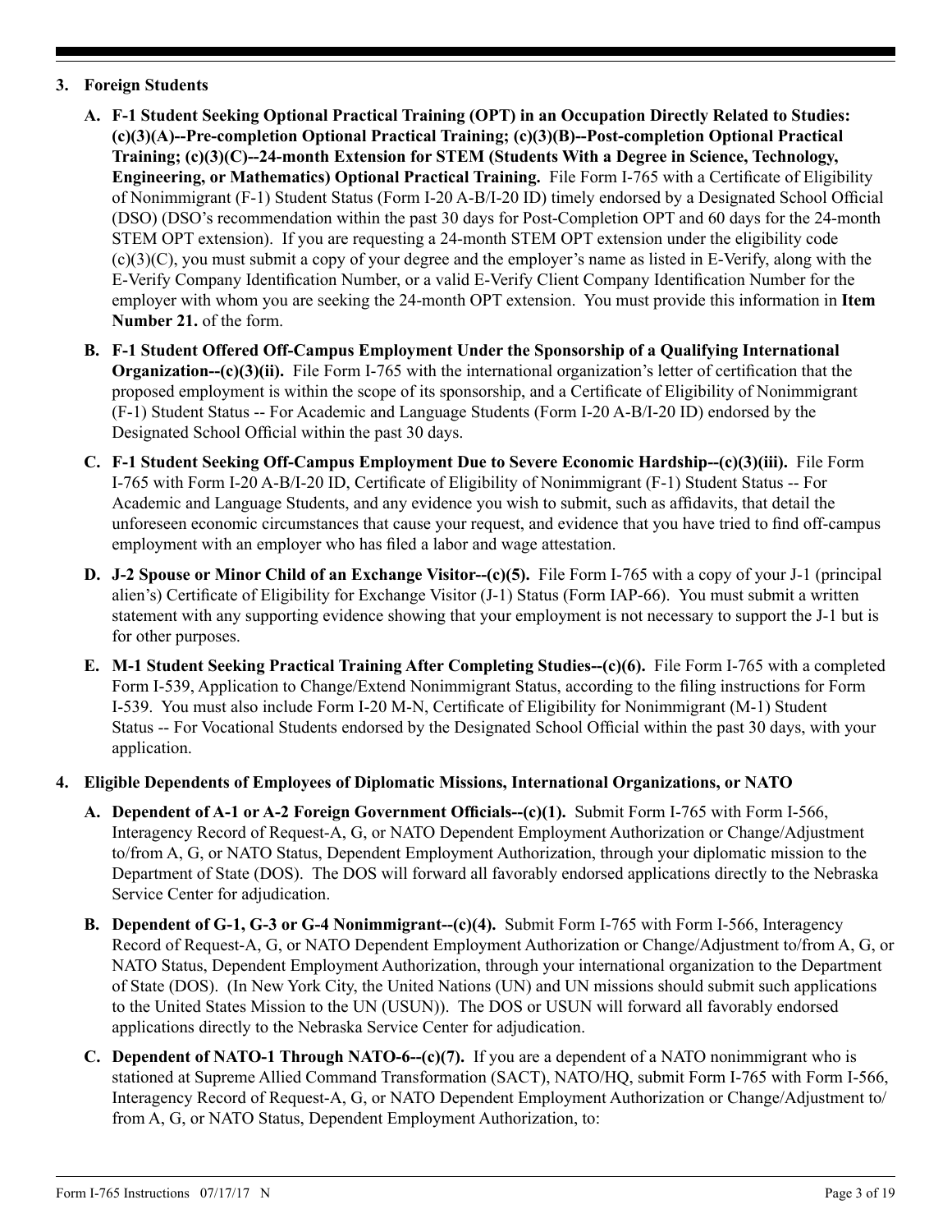## 3. Foreign Students

**A. F-1 Student Seeking Optional Practical Training (OPT) in an Occupation Directly Related to Studies: (c)(3)(A)--Pre-completion Optional Practical Training; (c)(3)(B)--Post-completion Optional Practical Training; (c)(3)(C)--24-month Extension for STEM (Students With a Degree in Science, Technology, Engineering, or Mathematics) Optional Practical Training.** File Form I-765 with a Certificate of Eligibility of Nonimmigrant (F-1) Student Status (Form I-20 A-B/I-20 ID) timely endorsed by a Designated School Official (DSO) (DSO's recommendation within the past 30 days for Post-Completion OPT and 60 days for the 24-month STEM OPT extension). If you are requesting a 24-month STEM OPT extension under the eligibility code (c)(3)(C), you must submit a copy of your degree and the employer's name as listed in E-Verify, along with the E-Verify Company Identification Number, or a valid E-Verify Client Company Identification Number for the employer with whom you are seeking the 24-month OPT extension. You must provide this information in **Item Number 21.** of the form.

**B. F-1 Student Offered Off-Campus Employment Under the Sponsorship of a Qualifying International Organization--(c)(3)(ii).** File Form I-765 with the international organization's letter of certification that the proposed employment is within the scope of its sponsorship, and a Certificate of Eligibility of Nonimmigrant (F-1) Student Status -- For Academic and Language Students (Form I-20 A-B/I-20 ID) endorsed by the Designated School Official within the past 30 days.

**C. F-1 Student Seeking Off-Campus Employment Due to Severe Economic Hardship--(c)(3)(iii).** File Form I-765 with Form I-20 A-B/I-20 ID, Certificate of Eligibility of Nonimmigrant (F-1) Student Status -- For Academic and Language Students, and any evidence you wish to submit, such as affidavits, that detail the unforeseen economic circumstances that cause your request, and evidence that you have tried to find off-campus employment with an employer who has filed a labor and wage attestation.

**D. J-2 Spouse or Minor Child of an Exchange Visitor--(c)(5).** File Form I-765 with a copy of your J-1 (principal alien's) Certificate of Eligibility for Exchange Visitor (J-1) Status (Form IAP-66). You must submit a written statement with any supporting evidence showing that your employment is not necessary to support the J-1 but is for other purposes.

**E. M-1 Student Seeking Practical Training After Completing Studies--(c)(6).** File Form I-765 with a completed Form I-539, Application to Change/Extend Nonimmigrant Status, according to the filing instructions for Form I-539. You must also include Form I-20 M-N, Certificate of Eligibility for Nonimmigrant (M-1) Student Status -- For Vocational Students endorsed by the Designated School Official within the past 30 days, with your application.

## 4. Eligible Dependents of Employees of Diplomatic Missions, International Organizations, or NATO

**A. Dependent of A-1 or A-2 Foreign Government Officials--(c)(1).** Submit Form I-765 with Form I-566, Interagency Record of Request-A, G, or NATO Dependent Employment Authorization or Change/Adjustment to/from A, G, or NATO Status, Dependent Employment Authorization, through your diplomatic mission to the Department of State (DOS). The DOS will forward all favorably endorsed applications directly to the Nebraska Service Center for adjudication.

**B. Dependent of G-1, G-3 or G-4 Nonimmigrant--(c)(4).** Submit Form I-765 with Form I-566, Interagency Record of Request-A, G, or NATO Dependent Employment Authorization or Change/Adjustment to/from A, G, or NATO Status, Dependent Employment Authorization, through your international organization to the Department of State (DOS). (In New York City, the United Nations (UN) and UN missions should submit such applications to the United States Mission to the UN (USUN)). The DOS or USUN will forward all favorably endorsed applications directly to the Nebraska Service Center for adjudication.

**C. Dependent of NATO-1 Through NATO-6--(c)(7).** If you are a dependent of a NATO nonimmigrant who is stationed at Supreme Allied Command Transformation (SACT), NATO/HQ, submit Form I-765 with Form I-566, Interagency Record of Request-A, G, or NATO Dependent Employment Authorization or Change/Adjustment to/from A, G, or NATO Status, Dependent Employment Authorization, to: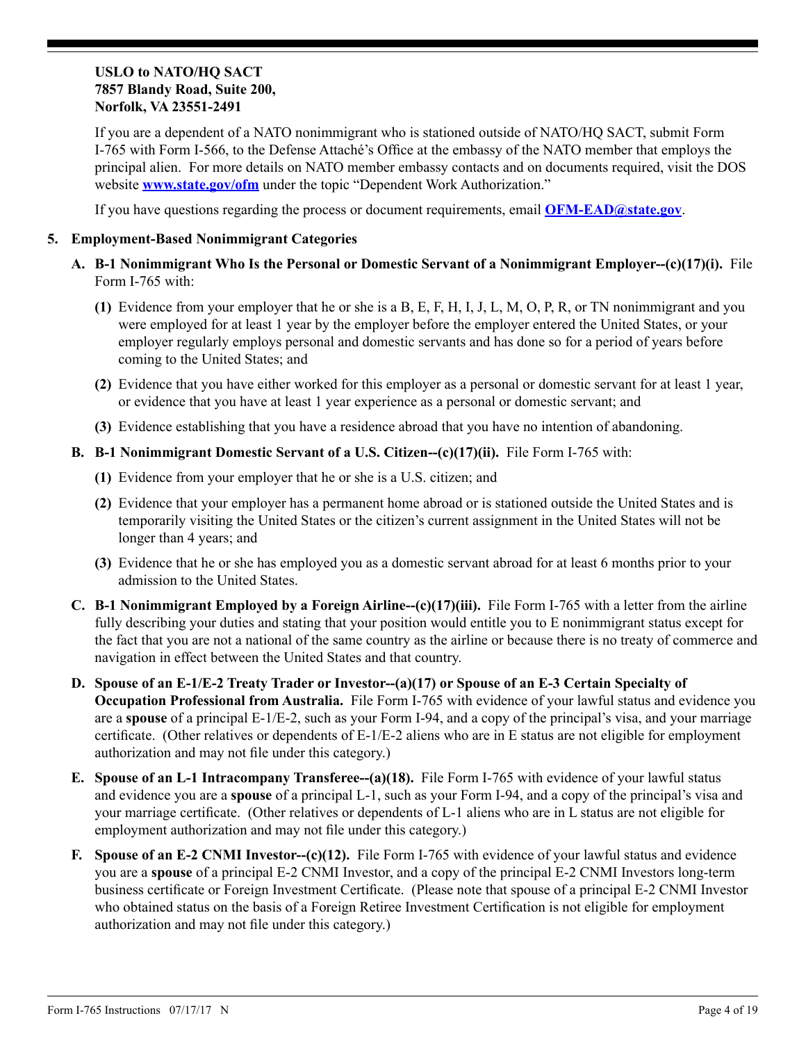**USLO to NATO/HQ SACT**
**7857 Blandy Road, Suite 200,**
**Norfolk, VA 23551-2491**

If you are a dependent of a NATO nonimmigrant who is stationed outside of NATO/HQ SACT, submit Form I-765 with Form I-566, to the Defense Attaché's Office at the embassy of the NATO member that employs the principal alien. For more details on NATO member embassy contacts and on documents required, visit the DOS website **[www.state.gov/ofm](http://www.state.gov/ofm)** under the topic "Dependent Work Authorization."

If you have questions regarding the process or document requirements, email **[OFM-EAD@state.gov](mailto:OFM-EAD@state.gov)**.

**5. Employment-Based Nonimmigrant Categories**

**A. B-1 Nonimmigrant Who Is the Personal or Domestic Servant of a Nonimmigrant Employer--(c)(17)(i).** File Form I-765 with:

**(1)** Evidence from your employer that he or she is a B, E, F, H, I, J, L, M, O, P, R, or TN nonimmigrant and you were employed for at least 1 year by the employer before the employer entered the United States, or your employer regularly employs personal and domestic servants and has done so for a period of years before coming to the United States; and

**(2)** Evidence that you have either worked for this employer as a personal or domestic servant for at least 1 year, or evidence that you have at least 1 year experience as a personal or domestic servant; and

**(3)** Evidence establishing that you have a residence abroad that you have no intention of abandoning.

**B. B-1 Nonimmigrant Domestic Servant of a U.S. Citizen--(c)(17)(ii).** File Form I-765 with:

**(1)** Evidence from your employer that he or she is a U.S. citizen; and

**(2)** Evidence that your employer has a permanent home abroad or is stationed outside the United States and is temporarily visiting the United States or the citizen's current assignment in the United States will not be longer than 4 years; and

**(3)** Evidence that he or she has employed you as a domestic servant abroad for at least 6 months prior to your admission to the United States.

**C. B-1 Nonimmigrant Employed by a Foreign Airline--(c)(17)(iii).** File Form I-765 with a letter from the airline fully describing your duties and stating that your position would entitle you to E nonimmigrant status except for the fact that you are not a national of the same country as the airline or because there is no treaty of commerce and navigation in effect between the United States and that country.

**D. Spouse of an E-1/E-2 Treaty Trader or Investor--(a)(17) or Spouse of an E-3 Certain Specialty of Occupation Professional from Australia.** File Form I-765 with evidence of your lawful status and evidence you are a **spouse** of a principal E-1/E-2, such as your Form I-94, and a copy of the principal's visa, and your marriage certificate. (Other relatives or dependents of E-1/E-2 aliens who are in E status are not eligible for employment authorization and may not file under this category.)

**E. Spouse of an L-1 Intracompany Transferee--(a)(18).** File Form I-765 with evidence of your lawful status and evidence you are a **spouse** of a principal L-1, such as your Form I-94, and a copy of the principal's visa and your marriage certificate. (Other relatives or dependents of L-1 aliens who are in L status are not eligible for employment authorization and may not file under this category.)

**F. Spouse of an E-2 CNMI Investor--(c)(12).** File Form I-765 with evidence of your lawful status and evidence you are a **spouse** of a principal E-2 CNMI Investor, and a copy of the principal E-2 CNMI Investors long-term business certificate or Foreign Investment Certificate. (Please note that spouse of a principal E-2 CNMI Investor who obtained status on the basis of a Foreign Retiree Investment Certification is not eligible for employment authorization and may not file under this category.)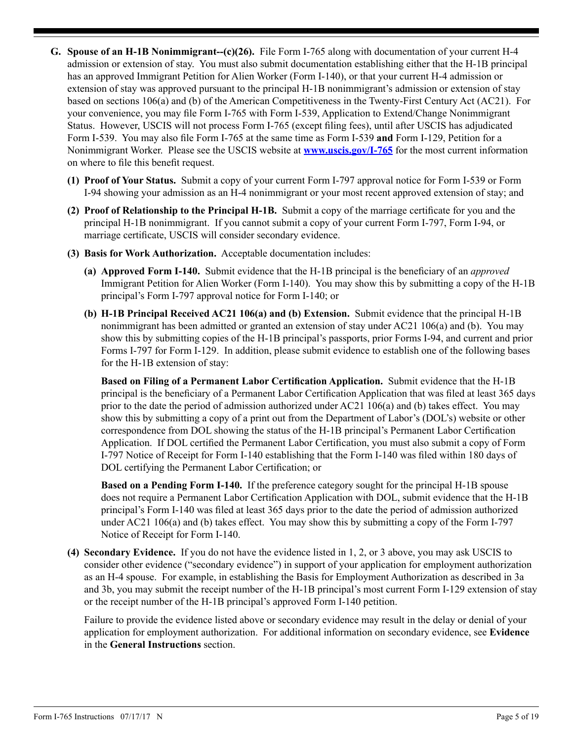**G. Spouse of an H-1B Nonimmigrant--(c)(26).** File Form I-765 along with documentation of your current H-4 admission or extension of stay. You must also submit documentation establishing either that the H-1B principal has an approved Immigrant Petition for Alien Worker (Form I-140), or that your current H-4 admission or extension of stay was approved pursuant to the principal H-1B nonimmigrant's admission or extension of stay based on sections 106(a) and (b) of the American Competitiveness in the Twenty-First Century Act (AC21). For your convenience, you may file Form I-765 with Form I-539, Application to Extend/Change Nonimmigrant Status. However, USCIS will not process Form I-765 (except filing fees), until after USCIS has adjudicated Form I-539. You may also file Form I-765 at the same time as Form I-539 **and** Form I-129, Petition for a Nonimmigrant Worker. Please see the USCIS website at **[www.uscis.gov/I-765](http://www.uscis.gov/I-765)** for the most current information on where to file this benefit request.

**(1) Proof of Your Status.** Submit a copy of your current Form I-797 approval notice for Form I-539 or Form I-94 showing your admission as an H-4 nonimmigrant or your most recent approved extension of stay; and

**(2) Proof of Relationship to the Principal H-1B.** Submit a copy of the marriage certificate for you and the principal H-1B nonimmigrant. If you cannot submit a copy of your current Form I-797, Form I-94, or marriage certificate, USCIS will consider secondary evidence.

**(3) Basis for Work Authorization.** Acceptable documentation includes:

**(a) Approved Form I-140.** Submit evidence that the H-1B principal is the beneficiary of an *approved* Immigrant Petition for Alien Worker (Form I-140). You may show this by submitting a copy of the H-1B principal's Form I-797 approval notice for Form I-140; or

**(b) H-1B Principal Received AC21 106(a) and (b) Extension.** Submit evidence that the principal H-1B nonimmigrant has been admitted or granted an extension of stay under AC21 106(a) and (b). You may show this by submitting copies of the H-1B principal's passports, prior Forms I-94, and current and prior Forms I-797 for Form I-129. In addition, please submit evidence to establish one of the following bases for the H-1B extension of stay:

**Based on Filing of a Permanent Labor Certification Application.** Submit evidence that the H-1B principal is the beneficiary of a Permanent Labor Certification Application that was filed at least 365 days prior to the date the period of admission authorized under AC21 106(a) and (b) takes effect. You may show this by submitting a copy of a print out from the Department of Labor's (DOL's) website or other correspondence from DOL showing the status of the H-1B principal's Permanent Labor Certification Application. If DOL certified the Permanent Labor Certification, you must also submit a copy of Form I-797 Notice of Receipt for Form I-140 establishing that the Form I-140 was filed within 180 days of DOL certifying the Permanent Labor Certification; or

**Based on a Pending Form I-140.** If the preference category sought for the principal H-1B spouse does not require a Permanent Labor Certification Application with DOL, submit evidence that the H-1B principal's Form I-140 was filed at least 365 days prior to the date the period of admission authorized under AC21 106(a) and (b) takes effect. You may show this by submitting a copy of the Form I-797 Notice of Receipt for Form I-140.

**(4) Secondary Evidence.** If you do not have the evidence listed in 1, 2, or 3 above, you may ask USCIS to consider other evidence ("secondary evidence") in support of your application for employment authorization as an H-4 spouse. For example, in establishing the Basis for Employment Authorization as described in 3a and 3b, you may submit the receipt number of the H-1B principal's most current Form I-129 extension of stay or the receipt number of the H-1B principal's approved Form I-140 petition.

Failure to provide the evidence listed above or secondary evidence may result in the delay or denial of your application for employment authorization. For additional information on secondary evidence, see **Evidence** in the **General Instructions** section.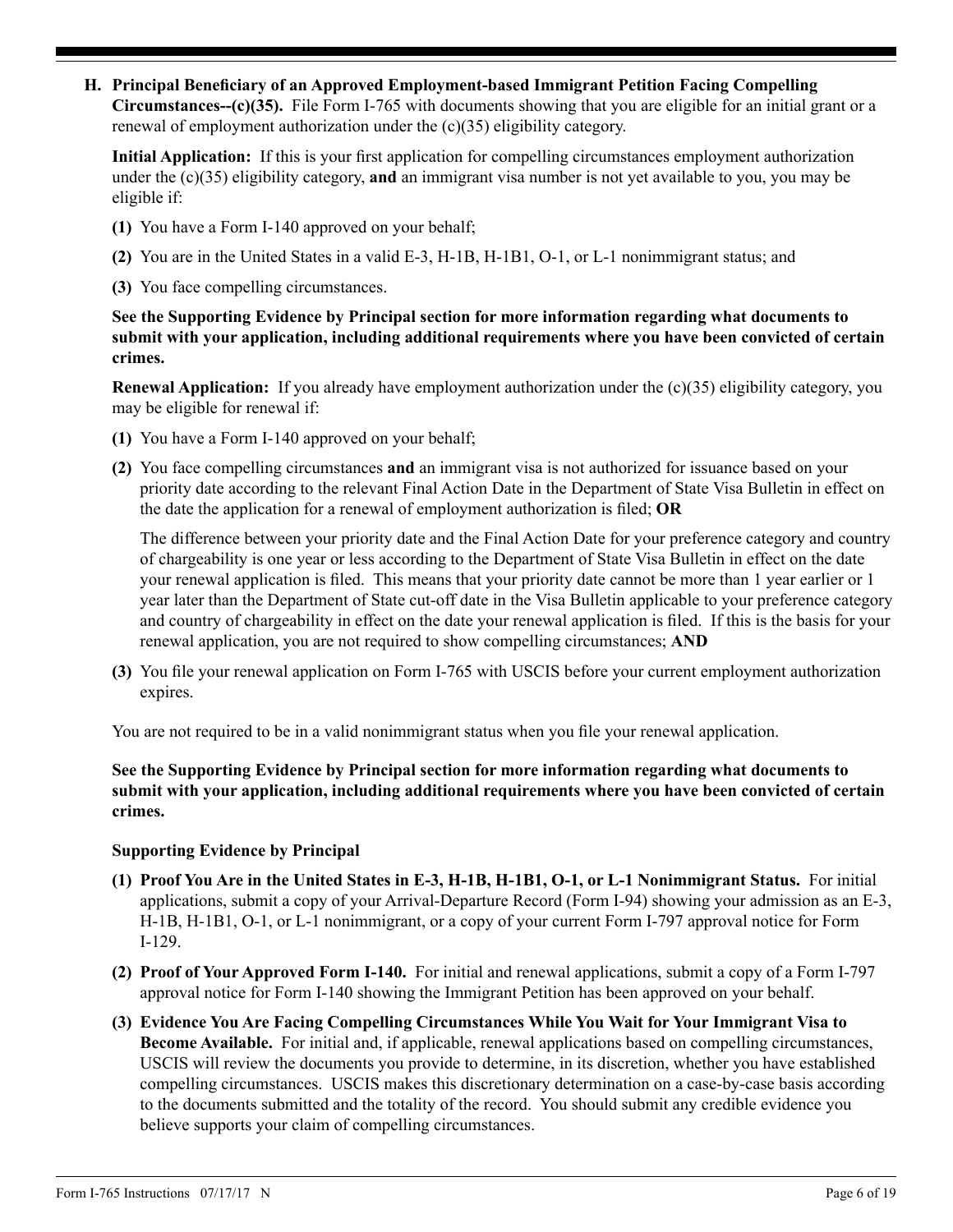**H. Principal Beneficiary of an Approved Employment-based Immigrant Petition Facing Compelling Circumstances--(c)(35).** File Form I-765 with documents showing that you are eligible for an initial grant or a renewal of employment authorization under the (c)(35) eligibility category.

**Initial Application:** If this is your first application for compelling circumstances employment authorization under the (c)(35) eligibility category, **and** an immigrant visa number is not yet available to you, you may be eligible if:

**(1)** You have a Form I-140 approved on your behalf;

**(2)** You are in the United States in a valid E-3, H-1B, H-1B1, O-1, or L-1 nonimmigrant status; and

**(3)** You face compelling circumstances.

**See the Supporting Evidence by Principal section for more information regarding what documents to submit with your application, including additional requirements where you have been convicted of certain crimes.**

**Renewal Application:** If you already have employment authorization under the (c)(35) eligibility category, you may be eligible for renewal if:

**(1)** You have a Form I-140 approved on your behalf;

**(2)** You face compelling circumstances **and** an immigrant visa is not authorized for issuance based on your priority date according to the relevant Final Action Date in the Department of State Visa Bulletin in effect on the date the application for a renewal of employment authorization is filed; **OR**

The difference between your priority date and the Final Action Date for your preference category and country of chargeability is one year or less according to the Department of State Visa Bulletin in effect on the date your renewal application is filed. This means that your priority date cannot be more than 1 year earlier or 1 year later than the Department of State cut-off date in the Visa Bulletin applicable to your preference category and country of chargeability in effect on the date your renewal application is filed. If this is the basis for your renewal application, you are not required to show compelling circumstances; **AND**

**(3)** You file your renewal application on Form I-765 with USCIS before your current employment authorization expires.

You are not required to be in a valid nonimmigrant status when you file your renewal application.

**See the Supporting Evidence by Principal section for more information regarding what documents to submit with your application, including additional requirements where you have been convicted of certain crimes.**

**Supporting Evidence by Principal**

**(1) Proof You Are in the United States in E-3, H-1B, H-1B1, O-1, or L-1 Nonimmigrant Status.** For initial applications, submit a copy of your Arrival-Departure Record (Form I-94) showing your admission as an E-3, H-1B, H-1B1, O-1, or L-1 nonimmigrant, or a copy of your current Form I-797 approval notice for Form I-129.

**(2) Proof of Your Approved Form I-140.** For initial and renewal applications, submit a copy of a Form I-797 approval notice for Form I-140 showing the Immigrant Petition has been approved on your behalf.

**(3) Evidence You Are Facing Compelling Circumstances While You Wait for Your Immigrant Visa to Become Available.** For initial and, if applicable, renewal applications based on compelling circumstances, USCIS will review the documents you provide to determine, in its discretion, whether you have established compelling circumstances. USCIS makes this discretionary determination on a case-by-case basis according to the documents submitted and the totality of the record. You should submit any credible evidence you believe supports your claim of compelling circumstances.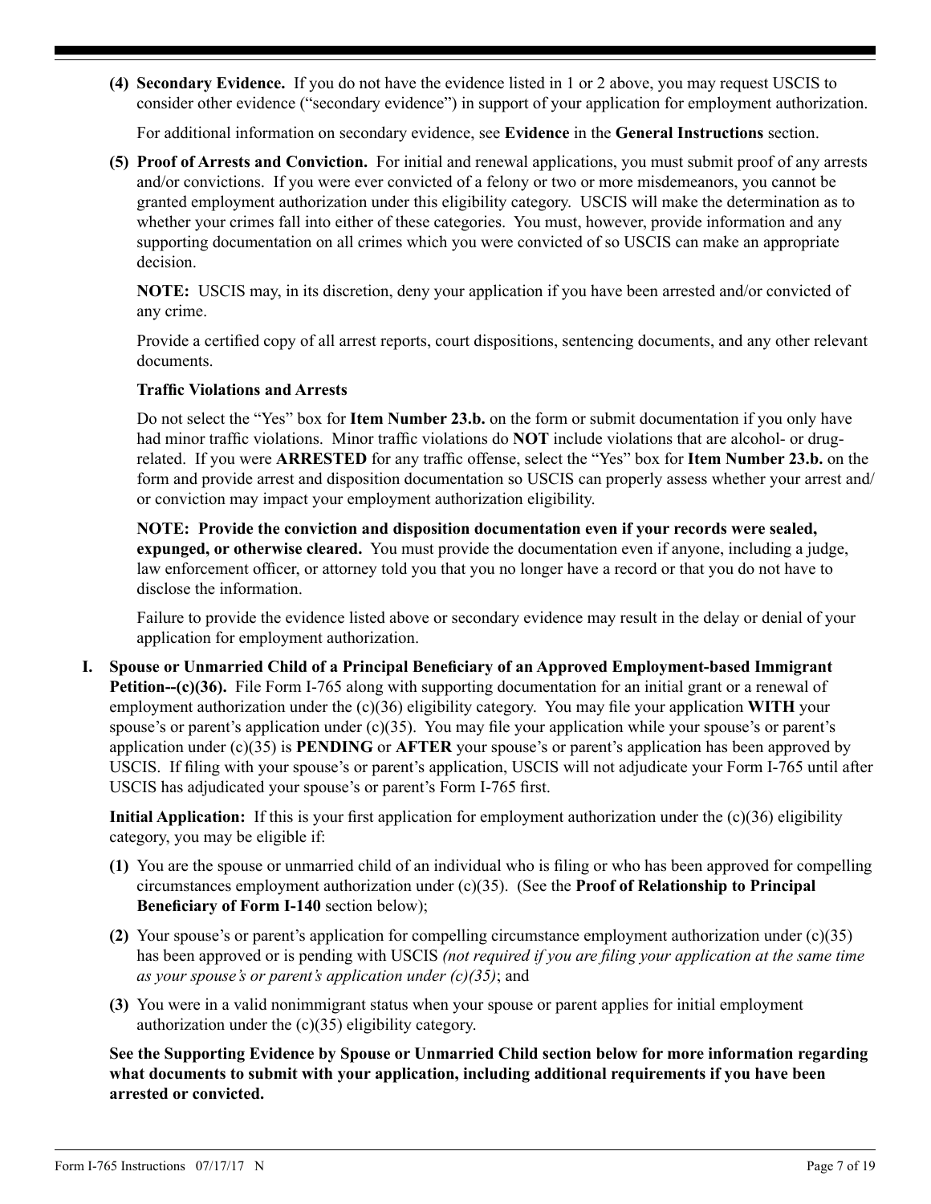**(4) Secondary Evidence.** If you do not have the evidence listed in 1 or 2 above, you may request USCIS to consider other evidence ("secondary evidence") in support of your application for employment authorization.

For additional information on secondary evidence, see **Evidence** in the **General Instructions** section.

**(5) Proof of Arrests and Conviction.** For initial and renewal applications, you must submit proof of any arrests and/or convictions. If you were ever convicted of a felony or two or more misdemeanors, you cannot be granted employment authorization under this eligibility category. USCIS will make the determination as to whether your crimes fall into either of these categories. You must, however, provide information and any supporting documentation on all crimes which you were convicted of so USCIS can make an appropriate decision.

**NOTE:** USCIS may, in its discretion, deny your application if you have been arrested and/or convicted of any crime.

Provide a certified copy of all arrest reports, court dispositions, sentencing documents, and any other relevant documents.

**Traffic Violations and Arrests**

Do not select the "Yes" box for **Item Number 23.b.** on the form or submit documentation if you only have had minor traffic violations. Minor traffic violations do **NOT** include violations that are alcohol- or drug-related. If you were **ARRESTED** for any traffic offense, select the "Yes" box for **Item Number 23.b.** on the form and provide arrest and disposition documentation so USCIS can properly assess whether your arrest and/or conviction may impact your employment authorization eligibility.

**NOTE: Provide the conviction and disposition documentation even if your records were sealed, expunged, or otherwise cleared.** You must provide the documentation even if anyone, including a judge, law enforcement officer, or attorney told you that you no longer have a record or that you do not have to disclose the information.

Failure to provide the evidence listed above or secondary evidence may result in the delay or denial of your application for employment authorization.

**I. Spouse or Unmarried Child of a Principal Beneficiary of an Approved Employment-based Immigrant Petition--(c)(36).** File Form I-765 along with supporting documentation for an initial grant or a renewal of employment authorization under the (c)(36) eligibility category. You may file your application **WITH** your spouse's or parent's application under (c)(35). You may file your application while your spouse's or parent's application under (c)(35) is **PENDING** or **AFTER** your spouse's or parent's application has been approved by USCIS. If filing with your spouse's or parent's application, USCIS will not adjudicate your Form I-765 until after USCIS has adjudicated your spouse's or parent's Form I-765 first.

**Initial Application:** If this is your first application for employment authorization under the (c)(36) eligibility category, you may be eligible if:

**(1)** You are the spouse or unmarried child of an individual who is filing or who has been approved for compelling circumstances employment authorization under (c)(35). (See the **Proof of Relationship to Principal Beneficiary of Form I-140** section below);

**(2)** Your spouse's or parent's application for compelling circumstance employment authorization under (c)(35) has been approved or is pending with USCIS *(not required if you are filing your application at the same time as your spouse's or parent's application under (c)(35)*; and

**(3)** You were in a valid nonimmigrant status when your spouse or parent applies for initial employment authorization under the (c)(35) eligibility category.

**See the Supporting Evidence by Spouse or Unmarried Child section below for more information regarding what documents to submit with your application, including additional requirements if you have been arrested or convicted.**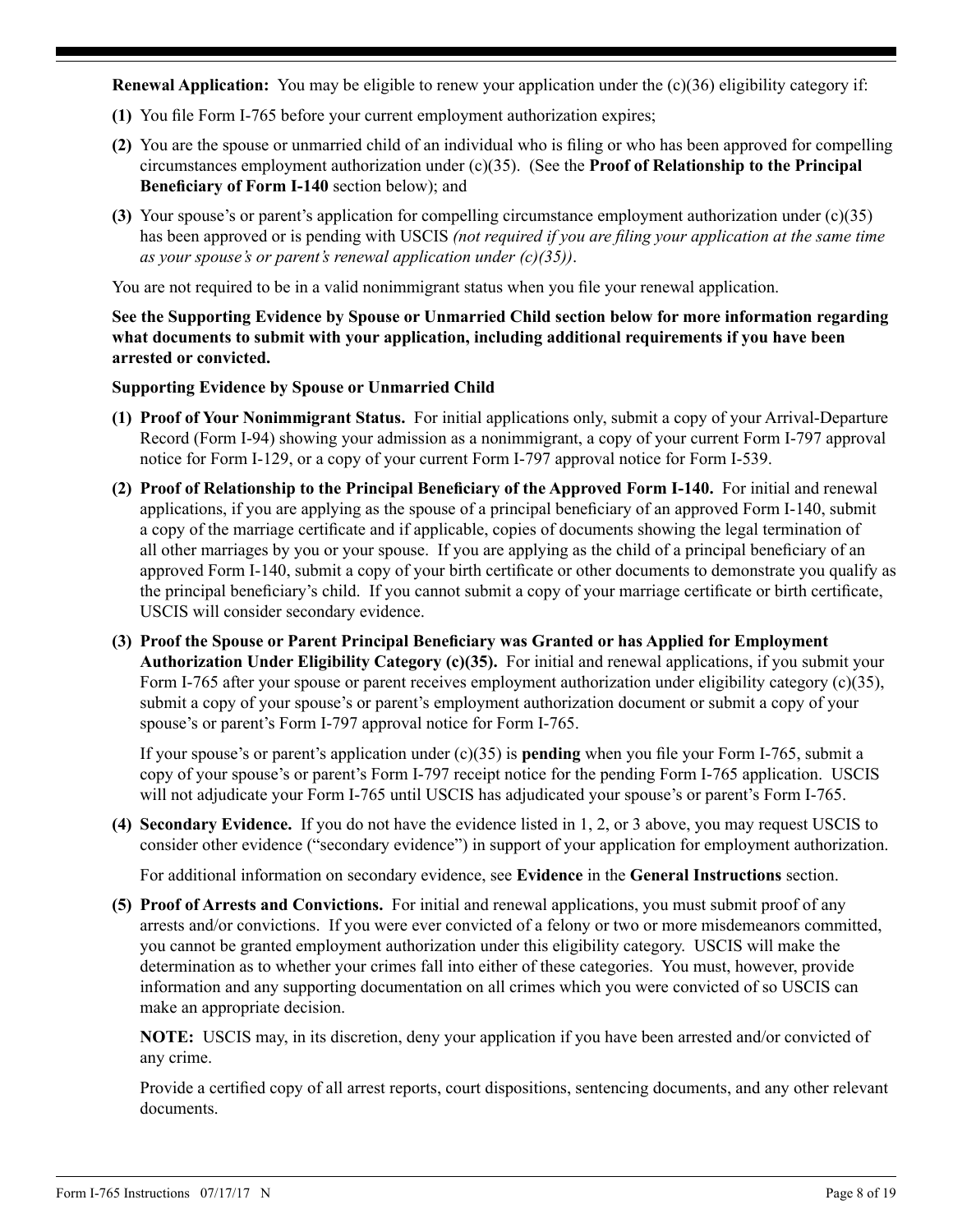**Renewal Application:** You may be eligible to renew your application under the (c)(36) eligibility category if:

**(1)** You file Form I-765 before your current employment authorization expires;

**(2)** You are the spouse or unmarried child of an individual who is filing or who has been approved for compelling circumstances employment authorization under (c)(35). (See the **Proof of Relationship to the Principal Beneficiary of Form I-140** section below); and

**(3)** Your spouse's or parent's application for compelling circumstance employment authorization under (c)(35) has been approved or is pending with USCIS *(not required if you are filing your application at the same time as your spouse's or parent's renewal application under (c)(35))*.

You are not required to be in a valid nonimmigrant status when you file your renewal application.

**See the Supporting Evidence by Spouse or Unmarried Child section below for more information regarding what documents to submit with your application, including additional requirements if you have been arrested or convicted.**

**Supporting Evidence by Spouse or Unmarried Child**

**(1) Proof of Your Nonimmigrant Status.** For initial applications only, submit a copy of your Arrival-Departure Record (Form I-94) showing your admission as a nonimmigrant, a copy of your current Form I-797 approval notice for Form I-129, or a copy of your current Form I-797 approval notice for Form I-539.

**(2) Proof of Relationship to the Principal Beneficiary of the Approved Form I-140.** For initial and renewal applications, if you are applying as the spouse of a principal beneficiary of an approved Form I-140, submit a copy of the marriage certificate and if applicable, copies of documents showing the legal termination of all other marriages by you or your spouse. If you are applying as the child of a principal beneficiary of an approved Form I-140, submit a copy of your birth certificate or other documents to demonstrate you qualify as the principal beneficiary's child. If you cannot submit a copy of your marriage certificate or birth certificate, USCIS will consider secondary evidence.

**(3) Proof the Spouse or Parent Principal Beneficiary was Granted or has Applied for Employment Authorization Under Eligibility Category (c)(35).** For initial and renewal applications, if you submit your Form I-765 after your spouse or parent receives employment authorization under eligibility category (c)(35), submit a copy of your spouse's or parent's employment authorization document or submit a copy of your spouse's or parent's Form I-797 approval notice for Form I-765.

If your spouse's or parent's application under (c)(35) is **pending** when you file your Form I-765, submit a copy of your spouse's or parent's Form I-797 receipt notice for the pending Form I-765 application. USCIS will not adjudicate your Form I-765 until USCIS has adjudicated your spouse's or parent's Form I-765.

**(4) Secondary Evidence.** If you do not have the evidence listed in 1, 2, or 3 above, you may request USCIS to consider other evidence ("secondary evidence") in support of your application for employment authorization.

For additional information on secondary evidence, see **Evidence** in the **General Instructions** section.

**(5) Proof of Arrests and Convictions.** For initial and renewal applications, you must submit proof of any arrests and/or convictions. If you were ever convicted of a felony or two or more misdemeanors committed, you cannot be granted employment authorization under this eligibility category. USCIS will make the determination as to whether your crimes fall into either of these categories. You must, however, provide information and any supporting documentation on all crimes which you were convicted of so USCIS can make an appropriate decision.

**NOTE:** USCIS may, in its discretion, deny your application if you have been arrested and/or convicted of any crime.

Provide a certified copy of all arrest reports, court dispositions, sentencing documents, and any other relevant documents.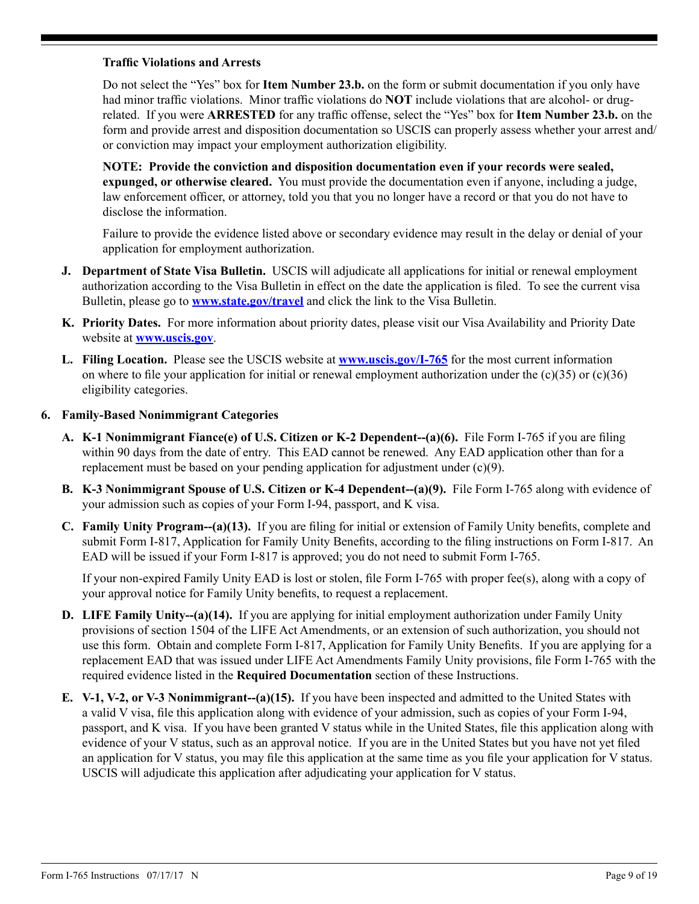**Traffic Violations and Arrests**

Do not select the "Yes" box for **Item Number 23.b.** on the form or submit documentation if you only have had minor traffic violations. Minor traffic violations do **NOT** include violations that are alcohol- or drug-related. If you were **ARRESTED** for any traffic offense, select the "Yes" box for **Item Number 23.b.** on the form and provide arrest and disposition documentation so USCIS can properly assess whether your arrest and/or conviction may impact your employment authorization eligibility.

**NOTE: Provide the conviction and disposition documentation even if your records were sealed, expunged, or otherwise cleared.** You must provide the documentation even if anyone, including a judge, law enforcement officer, or attorney, told you that you no longer have a record or that you do not have to disclose the information.

Failure to provide the evidence listed above or secondary evidence may result in the delay or denial of your application for employment authorization.

**J. Department of State Visa Bulletin.** USCIS will adjudicate all applications for initial or renewal employment authorization according to the Visa Bulletin in effect on the date the application is filed. To see the current visa Bulletin, please go to **www.state.gov/travel** and click the link to the Visa Bulletin.

**K. Priority Dates.** For more information about priority dates, please visit our Visa Availability and Priority Date website at **www.uscis.gov**.

**L. Filing Location.** Please see the USCIS website at **www.uscis.gov/I-765** for the most current information on where to file your application for initial or renewal employment authorization under the (c)(35) or (c)(36) eligibility categories.

**6. Family-Based Nonimmigrant Categories**

**A. K-1 Nonimmigrant Fiance(e) of U.S. Citizen or K-2 Dependent--(a)(6).** File Form I-765 if you are filing within 90 days from the date of entry. This EAD cannot be renewed. Any EAD application other than for a replacement must be based on your pending application for adjustment under (c)(9).

**B. K-3 Nonimmigrant Spouse of U.S. Citizen or K-4 Dependent--(a)(9).** File Form I-765 along with evidence of your admission such as copies of your Form I-94, passport, and K visa.

**C. Family Unity Program--(a)(13).** If you are filing for initial or extension of Family Unity benefits, complete and submit Form I-817, Application for Family Unity Benefits, according to the filing instructions on Form I-817. An EAD will be issued if your Form I-817 is approved; you do not need to submit Form I-765.

If your non-expired Family Unity EAD is lost or stolen, file Form I-765 with proper fee(s), along with a copy of your approval notice for Family Unity benefits, to request a replacement.

**D. LIFE Family Unity--(a)(14).** If you are applying for initial employment authorization under Family Unity provisions of section 1504 of the LIFE Act Amendments, or an extension of such authorization, you should not use this form. Obtain and complete Form I-817, Application for Family Unity Benefits. If you are applying for a replacement EAD that was issued under LIFE Act Amendments Family Unity provisions, file Form I-765 with the required evidence listed in the **Required Documentation** section of these Instructions.

**E. V-1, V-2, or V-3 Nonimmigrant--(a)(15).** If you have been inspected and admitted to the United States with a valid V visa, file this application along with evidence of your admission, such as copies of your Form I-94, passport, and K visa. If you have been granted V status while in the United States, file this application along with evidence of your V status, such as an approval notice. If you are in the United States but you have not yet filed an application for V status, you may file this application at the same time as you file your application for V status. USCIS will adjudicate this application after adjudicating your application for V status.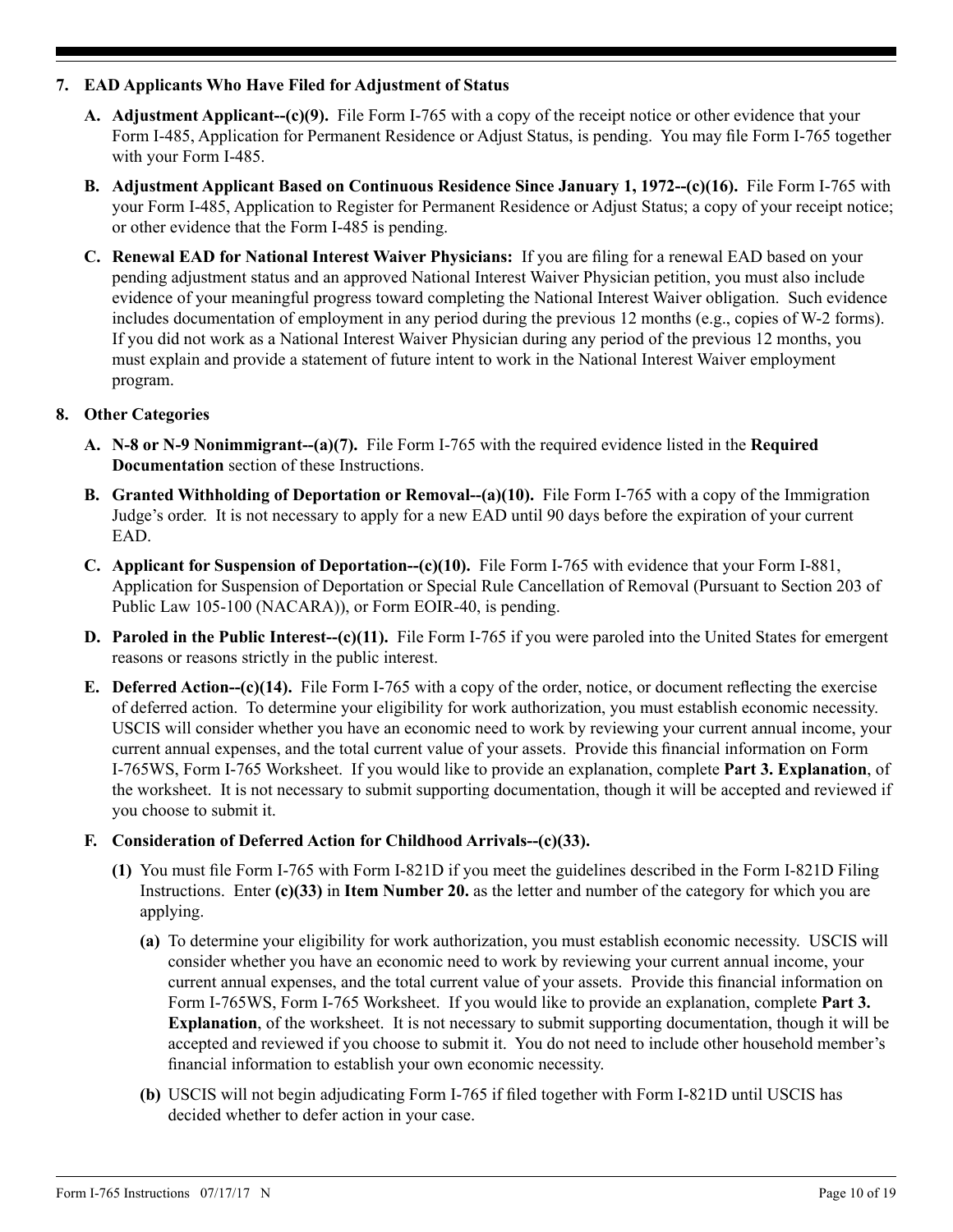**7. EAD Applicants Who Have Filed for Adjustment of Status**

**A. Adjustment Applicant--(c)(9).** File Form I-765 with a copy of the receipt notice or other evidence that your Form I-485, Application for Permanent Residence or Adjust Status, is pending. You may file Form I-765 together with your Form I-485.

**B. Adjustment Applicant Based on Continuous Residence Since January 1, 1972--(c)(16).** File Form I-765 with your Form I-485, Application to Register for Permanent Residence or Adjust Status; a copy of your receipt notice; or other evidence that the Form I-485 is pending.

**C. Renewal EAD for National Interest Waiver Physicians:** If you are filing for a renewal EAD based on your pending adjustment status and an approved National Interest Waiver Physician petition, you must also include evidence of your meaningful progress toward completing the National Interest Waiver obligation. Such evidence includes documentation of employment in any period during the previous 12 months (e.g., copies of W-2 forms). If you did not work as a National Interest Waiver Physician during any period of the previous 12 months, you must explain and provide a statement of future intent to work in the National Interest Waiver employment program.

**8. Other Categories**

**A. N-8 or N-9 Nonimmigrant--(a)(7).** File Form I-765 with the required evidence listed in the **Required Documentation** section of these Instructions.

**B. Granted Withholding of Deportation or Removal--(a)(10).** File Form I-765 with a copy of the Immigration Judge's order. It is not necessary to apply for a new EAD until 90 days before the expiration of your current EAD.

**C. Applicant for Suspension of Deportation--(c)(10).** File Form I-765 with evidence that your Form I-881, Application for Suspension of Deportation or Special Rule Cancellation of Removal (Pursuant to Section 203 of Public Law 105-100 (NACARA)), or Form EOIR-40, is pending.

**D. Paroled in the Public Interest--(c)(11).** File Form I-765 if you were paroled into the United States for emergent reasons or reasons strictly in the public interest.

**E. Deferred Action--(c)(14).** File Form I-765 with a copy of the order, notice, or document reflecting the exercise of deferred action. To determine your eligibility for work authorization, you must establish economic necessity. USCIS will consider whether you have an economic need to work by reviewing your current annual income, your current annual expenses, and the total current value of your assets. Provide this financial information on Form I-765WS, Form I-765 Worksheet. If you would like to provide an explanation, complete **Part 3. Explanation**, of the worksheet. It is not necessary to submit supporting documentation, though it will be accepted and reviewed if you choose to submit it.

**F. Consideration of Deferred Action for Childhood Arrivals--(c)(33).**

**(1)** You must file Form I-765 with Form I-821D if you meet the guidelines described in the Form I-821D Filing Instructions. Enter **(c)(33)** in **Item Number 20.** as the letter and number of the category for which you are applying.

**(a)** To determine your eligibility for work authorization, you must establish economic necessity. USCIS will consider whether you have an economic need to work by reviewing your current annual income, your current annual expenses, and the total current value of your assets. Provide this financial information on Form I-765WS, Form I-765 Worksheet. If you would like to provide an explanation, complete **Part 3. Explanation**, of the worksheet. It is not necessary to submit supporting documentation, though it will be accepted and reviewed if you choose to submit it. You do not need to include other household member's financial information to establish your own economic necessity.

**(b)** USCIS will not begin adjudicating Form I-765 if filed together with Form I-821D until USCIS has decided whether to defer action in your case.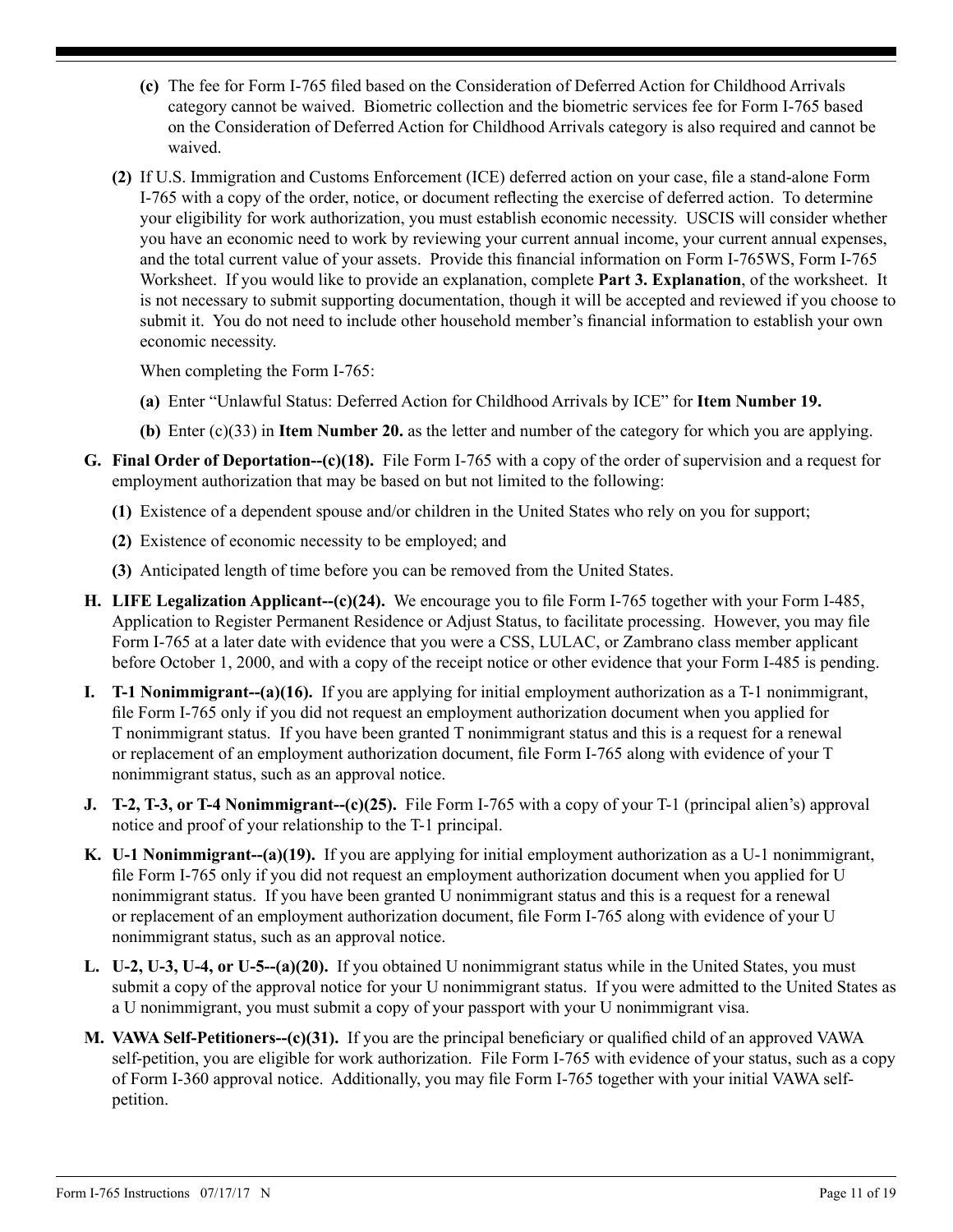**(c)** The fee for Form I-765 filed based on the Consideration of Deferred Action for Childhood Arrivals category cannot be waived. Biometric collection and the biometric services fee for Form I-765 based on the Consideration of Deferred Action for Childhood Arrivals category is also required and cannot be waived.

**(2)** If U.S. Immigration and Customs Enforcement (ICE) deferred action on your case, file a stand-alone Form I-765 with a copy of the order, notice, or document reflecting the exercise of deferred action. To determine your eligibility for work authorization, you must establish economic necessity. USCIS will consider whether you have an economic need to work by reviewing your current annual income, your current annual expenses, and the total current value of your assets. Provide this financial information on Form I-765WS, Form I-765 Worksheet. If you would like to provide an explanation, complete **Part 3. Explanation**, of the worksheet. It is not necessary to submit supporting documentation, though it will be accepted and reviewed if you choose to submit it. You do not need to include other household member's financial information to establish your own economic necessity.

When completing the Form I-765:

**(a)** Enter "Unlawful Status: Deferred Action for Childhood Arrivals by ICE" for **Item Number 19.**

**(b)** Enter (c)(33) in **Item Number 20.** as the letter and number of the category for which you are applying.

**G. Final Order of Deportation--(c)(18).** File Form I-765 with a copy of the order of supervision and a request for employment authorization that may be based on but not limited to the following:

**(1)** Existence of a dependent spouse and/or children in the United States who rely on you for support;

**(2)** Existence of economic necessity to be employed; and

**(3)** Anticipated length of time before you can be removed from the United States.

**H. LIFE Legalization Applicant--(c)(24).** We encourage you to file Form I-765 together with your Form I-485, Application to Register Permanent Residence or Adjust Status, to facilitate processing. However, you may file Form I-765 at a later date with evidence that you were a CSS, LULAC, or Zambrano class member applicant before October 1, 2000, and with a copy of the receipt notice or other evidence that your Form I-485 is pending.

**I. T-1 Nonimmigrant--(a)(16).** If you are applying for initial employment authorization as a T-1 nonimmigrant, file Form I-765 only if you did not request an employment authorization document when you applied for T nonimmigrant status. If you have been granted T nonimmigrant status and this is a request for a renewal or replacement of an employment authorization document, file Form I-765 along with evidence of your T nonimmigrant status, such as an approval notice.

**J. T-2, T-3, or T-4 Nonimmigrant--(c)(25).** File Form I-765 with a copy of your T-1 (principal alien's) approval notice and proof of your relationship to the T-1 principal.

**K. U-1 Nonimmigrant--(a)(19).** If you are applying for initial employment authorization as a U-1 nonimmigrant, file Form I-765 only if you did not request an employment authorization document when you applied for U nonimmigrant status. If you have been granted U nonimmigrant status and this is a request for a renewal or replacement of an employment authorization document, file Form I-765 along with evidence of your U nonimmigrant status, such as an approval notice.

**L. U-2, U-3, U-4, or U-5--(a)(20).** If you obtained U nonimmigrant status while in the United States, you must submit a copy of the approval notice for your U nonimmigrant status. If you were admitted to the United States as a U nonimmigrant, you must submit a copy of your passport with your U nonimmigrant visa.

**M. VAWA Self-Petitioners--(c)(31).** If you are the principal beneficiary or qualified child of an approved VAWA self-petition, you are eligible for work authorization. File Form I-765 with evidence of your status, such as a copy of Form I-360 approval notice. Additionally, you may file Form I-765 together with your initial VAWA self-petition.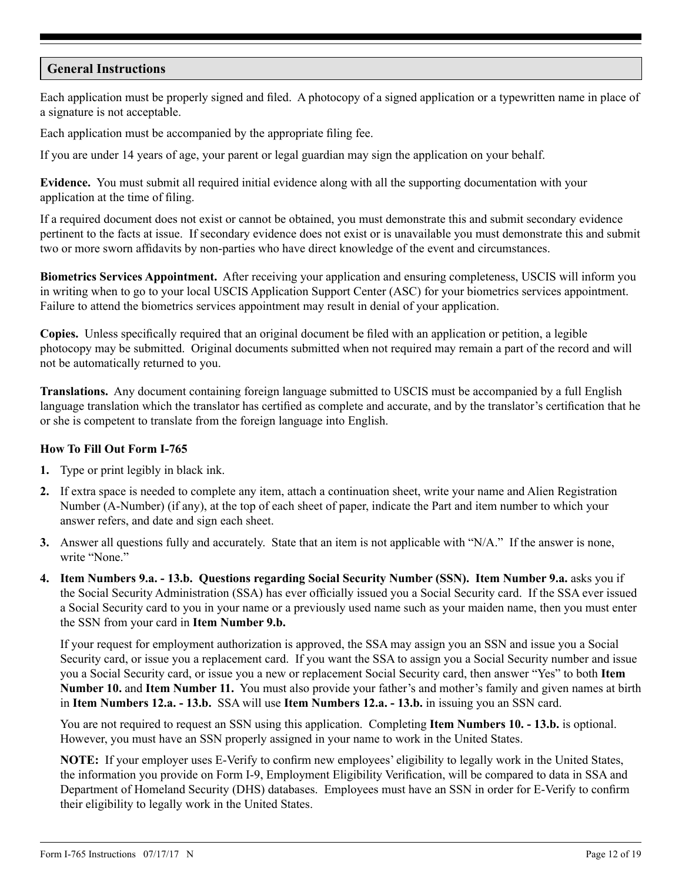## General Instructions

Each application must be properly signed and filed. A photocopy of a signed application or a typewritten name in place of a signature is not acceptable.

Each application must be accompanied by the appropriate filing fee.

If you are under 14 years of age, your parent or legal guardian may sign the application on your behalf.

**Evidence.** You must submit all required initial evidence along with all the supporting documentation with your application at the time of filing.

If a required document does not exist or cannot be obtained, you must demonstrate this and submit secondary evidence pertinent to the facts at issue. If secondary evidence does not exist or is unavailable you must demonstrate this and submit two or more sworn affidavits by non-parties who have direct knowledge of the event and circumstances.

**Biometrics Services Appointment.** After receiving your application and ensuring completeness, USCIS will inform you in writing when to go to your local USCIS Application Support Center (ASC) for your biometrics services appointment. Failure to attend the biometrics services appointment may result in denial of your application.

**Copies.** Unless specifically required that an original document be filed with an application or petition, a legible photocopy may be submitted. Original documents submitted when not required may remain a part of the record and will not be automatically returned to you.

**Translations.** Any document containing foreign language submitted to USCIS must be accompanied by a full English language translation which the translator has certified as complete and accurate, and by the translator's certification that he or she is competent to translate from the foreign language into English.

### How To Fill Out Form I-765

1. Type or print legibly in black ink.
2. If extra space is needed to complete any item, attach a continuation sheet, write your name and Alien Registration Number (A-Number) (if any), at the top of each sheet of paper, indicate the Part and item number to which your answer refers, and date and sign each sheet.
3. Answer all questions fully and accurately. State that an item is not applicable with "N/A." If the answer is none, write "None."
4. **Item Numbers 9.a. - 13.b. Questions regarding Social Security Number (SSN). Item Number 9.a.** asks you if the Social Security Administration (SSA) has ever officially issued you a Social Security card. If the SSA ever issued a Social Security card to you in your name or a previously used name such as your maiden name, then you must enter the SSN from your card in **Item Number 9.b.**

   If your request for employment authorization is approved, the SSA may assign you an SSN and issue you a Social Security card, or issue you a replacement card. If you want the SSA to assign you a Social Security number and issue you a Social Security card, or issue you a new or replacement Social Security card, then answer "Yes" to both **Item Number 10.** and **Item Number 11.** You must also provide your father's and mother's family and given names at birth in **Item Numbers 12.a. - 13.b.** SSA will use **Item Numbers 12.a. - 13.b.** in issuing you an SSN card.

   You are not required to request an SSN using this application. Completing **Item Numbers 10. - 13.b.** is optional. However, you must have an SSN properly assigned in your name to work in the United States.

   **NOTE:** If your employer uses E-Verify to confirm new employees' eligibility to legally work in the United States, the information you provide on Form I-9, Employment Eligibility Verification, will be compared to data in SSA and Department of Homeland Security (DHS) databases. Employees must have an SSN in order for E-Verify to confirm their eligibility to legally work in the United States.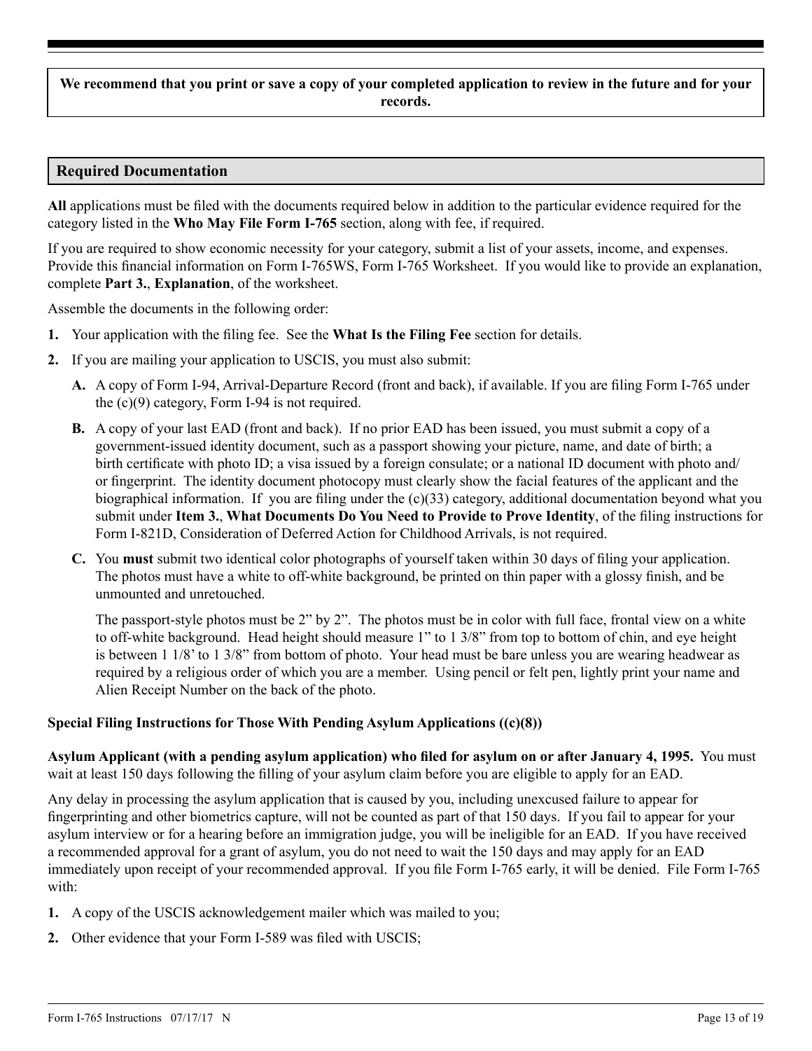**We recommend that you print or save a copy of your completed application to review in the future and for your records.**

## Required Documentation

**All** applications must be filed with the documents required below in addition to the particular evidence required for the category listed in the **Who May File Form I-765** section, along with fee, if required.

If you are required to show economic necessity for your category, submit a list of your assets, income, and expenses. Provide this financial information on Form I-765WS, Form I-765 Worksheet. If you would like to provide an explanation, complete **Part 3.**, **Explanation**, of the worksheet.

Assemble the documents in the following order:

**1.** Your application with the filing fee. See the **What Is the Filing Fee** section for details.

**2.** If you are mailing your application to USCIS, you must also submit:

   **A.** A copy of Form I-94, Arrival-Departure Record (front and back), if available. If you are filing Form I-765 under the (c)(9) category, Form I-94 is not required.

   **B.** A copy of your last EAD (front and back). If no prior EAD has been issued, you must submit a copy of a government-issued identity document, such as a passport showing your picture, name, and date of birth; a birth certificate with photo ID; a visa issued by a foreign consulate; or a national ID document with photo and/or fingerprint. The identity document photocopy must clearly show the facial features of the applicant and the biographical information. If you are filing under the (c)(33) category, additional documentation beyond what you submit under **Item 3.**, **What Documents Do You Need to Provide to Prove Identity**, of the filing instructions for Form I-821D, Consideration of Deferred Action for Childhood Arrivals, is not required.

   **C.** You **must** submit two identical color photographs of yourself taken within 30 days of filing your application. The photos must have a white to off-white background, be printed on thin paper with a glossy finish, and be unmounted and unretouched.

   The passport-style photos must be 2" by 2". The photos must be in color with full face, frontal view on a white to off-white background. Head height should measure 1" to 1 3/8" from top to bottom of chin, and eye height is between 1 1/8' to 1 3/8" from bottom of photo. Your head must be bare unless you are wearing headwear as required by a religious order of which you are a member. Using pencil or felt pen, lightly print your name and Alien Receipt Number on the back of the photo.

**Special Filing Instructions for Those With Pending Asylum Applications ((c)(8))**

**Asylum Applicant (with a pending asylum application) who filed for asylum on or after January 4, 1995.** You must wait at least 150 days following the filling of your asylum claim before you are eligible to apply for an EAD.

Any delay in processing the asylum application that is caused by you, including unexcused failure to appear for fingerprinting and other biometrics capture, will not be counted as part of that 150 days. If you fail to appear for your asylum interview or for a hearing before an immigration judge, you will be ineligible for an EAD. If you have received a recommended approval for a grant of asylum, you do not need to wait the 150 days and may apply for an EAD immediately upon receipt of your recommended approval. If you file Form I-765 early, it will be denied. File Form I-765 with:

**1.** A copy of the USCIS acknowledgement mailer which was mailed to you;

**2.** Other evidence that your Form I-589 was filed with USCIS;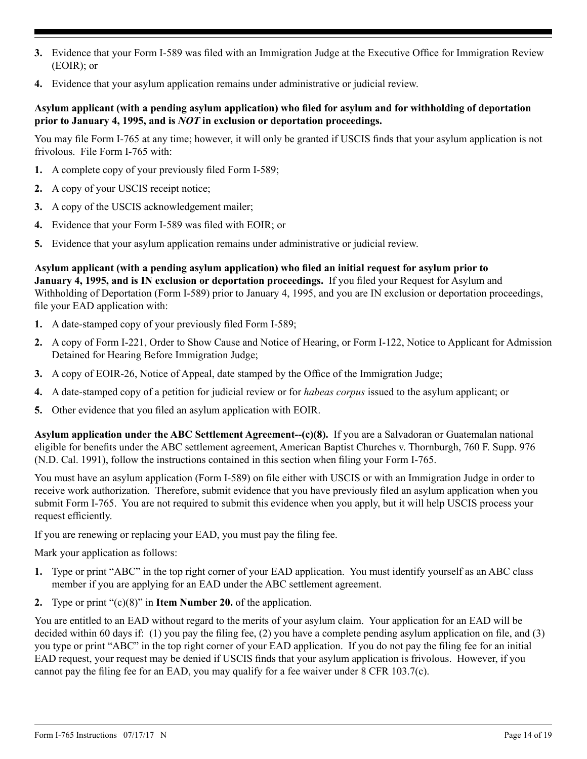3. Evidence that your Form I-589 was filed with an Immigration Judge at the Executive Office for Immigration Review (EOIR); or

4. Evidence that your asylum application remains under administrative or judicial review.

**Asylum applicant (with a pending asylum application) who filed for asylum and for withholding of deportation prior to January 4, 1995, and is *NOT* in exclusion or deportation proceedings.**

You may file Form I-765 at any time; however, it will only be granted if USCIS finds that your asylum application is not frivolous. File Form I-765 with:

1. A complete copy of your previously filed Form I-589;
2. A copy of your USCIS receipt notice;
3. A copy of the USCIS acknowledgement mailer;
4. Evidence that your Form I-589 was filed with EOIR; or
5. Evidence that your asylum application remains under administrative or judicial review.

**Asylum applicant (with a pending asylum application) who filed an initial request for asylum prior to January 4, 1995, and is IN exclusion or deportation proceedings.** If you filed your Request for Asylum and Withholding of Deportation (Form I-589) prior to January 4, 1995, and you are IN exclusion or deportation proceedings, file your EAD application with:

1. A date-stamped copy of your previously filed Form I-589;
2. A copy of Form I-221, Order to Show Cause and Notice of Hearing, or Form I-122, Notice to Applicant for Admission Detained for Hearing Before Immigration Judge;
3. A copy of EOIR-26, Notice of Appeal, date stamped by the Office of the Immigration Judge;
4. A date-stamped copy of a petition for judicial review or for *habeas corpus* issued to the asylum applicant; or
5. Other evidence that you filed an asylum application with EOIR.

**Asylum application under the ABC Settlement Agreement--(c)(8).** If you are a Salvadoran or Guatemalan national eligible for benefits under the ABC settlement agreement, American Baptist Churches v. Thornburgh, 760 F. Supp. 976 (N.D. Cal. 1991), follow the instructions contained in this section when filing your Form I-765.

You must have an asylum application (Form I-589) on file either with USCIS or with an Immigration Judge in order to receive work authorization. Therefore, submit evidence that you have previously filed an asylum application when you submit Form I-765. You are not required to submit this evidence when you apply, but it will help USCIS process your request efficiently.

If you are renewing or replacing your EAD, you must pay the filing fee.

Mark your application as follows:

1. Type or print "ABC" in the top right corner of your EAD application. You must identify yourself as an ABC class member if you are applying for an EAD under the ABC settlement agreement.
2. Type or print "(c)(8)" in **Item Number 20.** of the application.

You are entitled to an EAD without regard to the merits of your asylum claim. Your application for an EAD will be decided within 60 days if: (1) you pay the filing fee, (2) you have a complete pending asylum application on file, and (3) you type or print "ABC" in the top right corner of your EAD application. If you do not pay the filing fee for an initial EAD request, your request may be denied if USCIS finds that your asylum application is frivolous. However, if you cannot pay the filing fee for an EAD, you may qualify for a fee waiver under 8 CFR 103.7(c).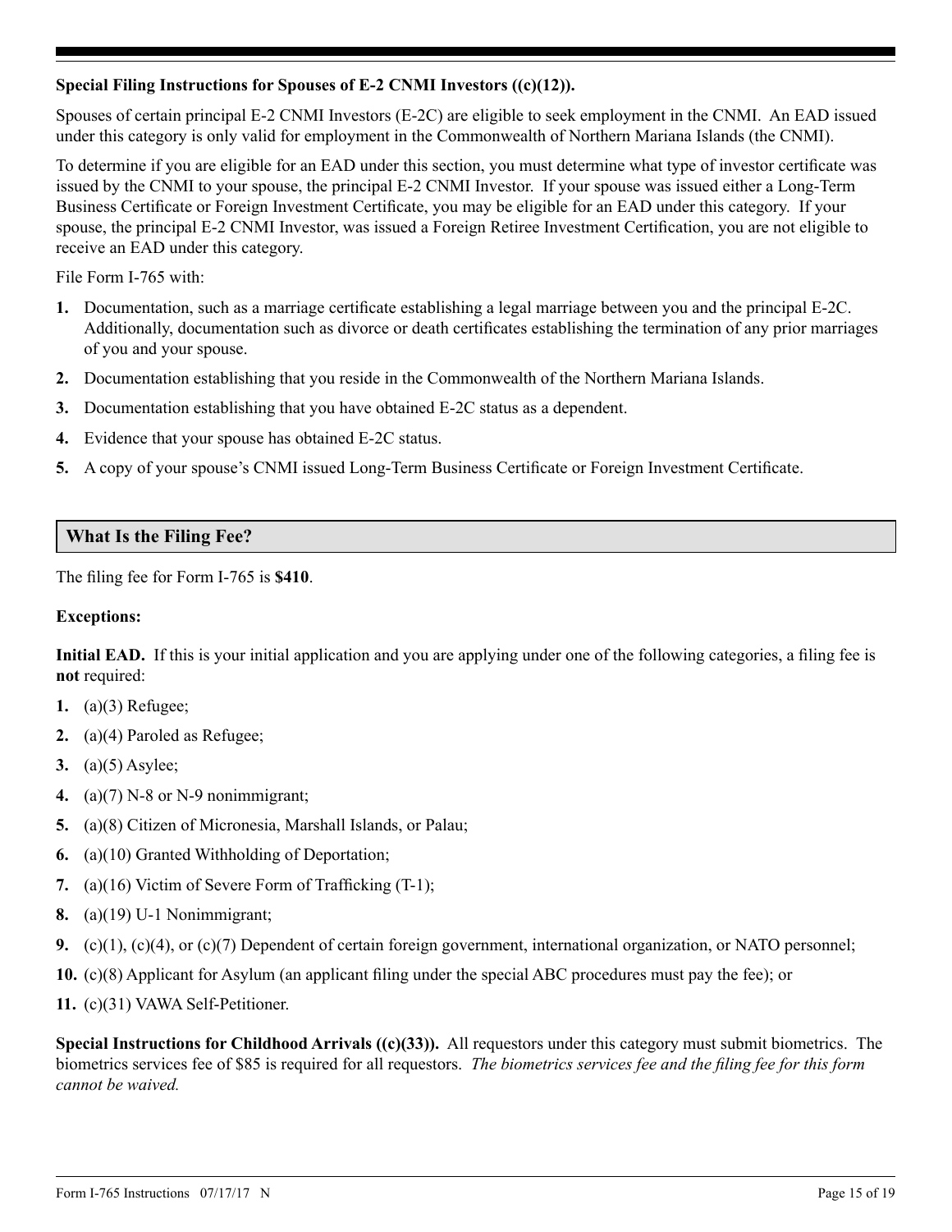**Special Filing Instructions for Spouses of E-2 CNMI Investors ((c)(12)).**

Spouses of certain principal E-2 CNMI Investors (E-2C) are eligible to seek employment in the CNMI. An EAD issued under this category is only valid for employment in the Commonwealth of Northern Mariana Islands (the CNMI).

To determine if you are eligible for an EAD under this section, you must determine what type of investor certificate was issued by the CNMI to your spouse, the principal E-2 CNMI Investor. If your spouse was issued either a Long-Term Business Certificate or Foreign Investment Certificate, you may be eligible for an EAD under this category. If your spouse, the principal E-2 CNMI Investor, was issued a Foreign Retiree Investment Certification, you are not eligible to receive an EAD under this category.

File Form I-765 with:

1. Documentation, such as a marriage certificate establishing a legal marriage between you and the principal E-2C. Additionally, documentation such as divorce or death certificates establishing the termination of any prior marriages of you and your spouse.
2. Documentation establishing that you reside in the Commonwealth of the Northern Mariana Islands.
3. Documentation establishing that you have obtained E-2C status as a dependent.
4. Evidence that your spouse has obtained E-2C status.
5. A copy of your spouse's CNMI issued Long-Term Business Certificate or Foreign Investment Certificate.

## What Is the Filing Fee?

The filing fee for Form I-765 is **$410**.

**Exceptions:**

**Initial EAD.** If this is your initial application and you are applying under one of the following categories, a filing fee is **not** required:

1. (a)(3) Refugee;
2. (a)(4) Paroled as Refugee;
3. (a)(5) Asylee;
4. (a)(7) N-8 or N-9 nonimmigrant;
5. (a)(8) Citizen of Micronesia, Marshall Islands, or Palau;
6. (a)(10) Granted Withholding of Deportation;
7. (a)(16) Victim of Severe Form of Trafficking (T-1);
8. (a)(19) U-1 Nonimmigrant;
9. (c)(1), (c)(4), or (c)(7) Dependent of certain foreign government, international organization, or NATO personnel;
10. (c)(8) Applicant for Asylum (an applicant filing under the special ABC procedures must pay the fee); or
11. (c)(31) VAWA Self-Petitioner.

**Special Instructions for Childhood Arrivals ((c)(33)).** All requestors under this category must submit biometrics. The biometrics services fee of $85 is required for all requestors. *The biometrics services fee and the filing fee for this form cannot be waived.*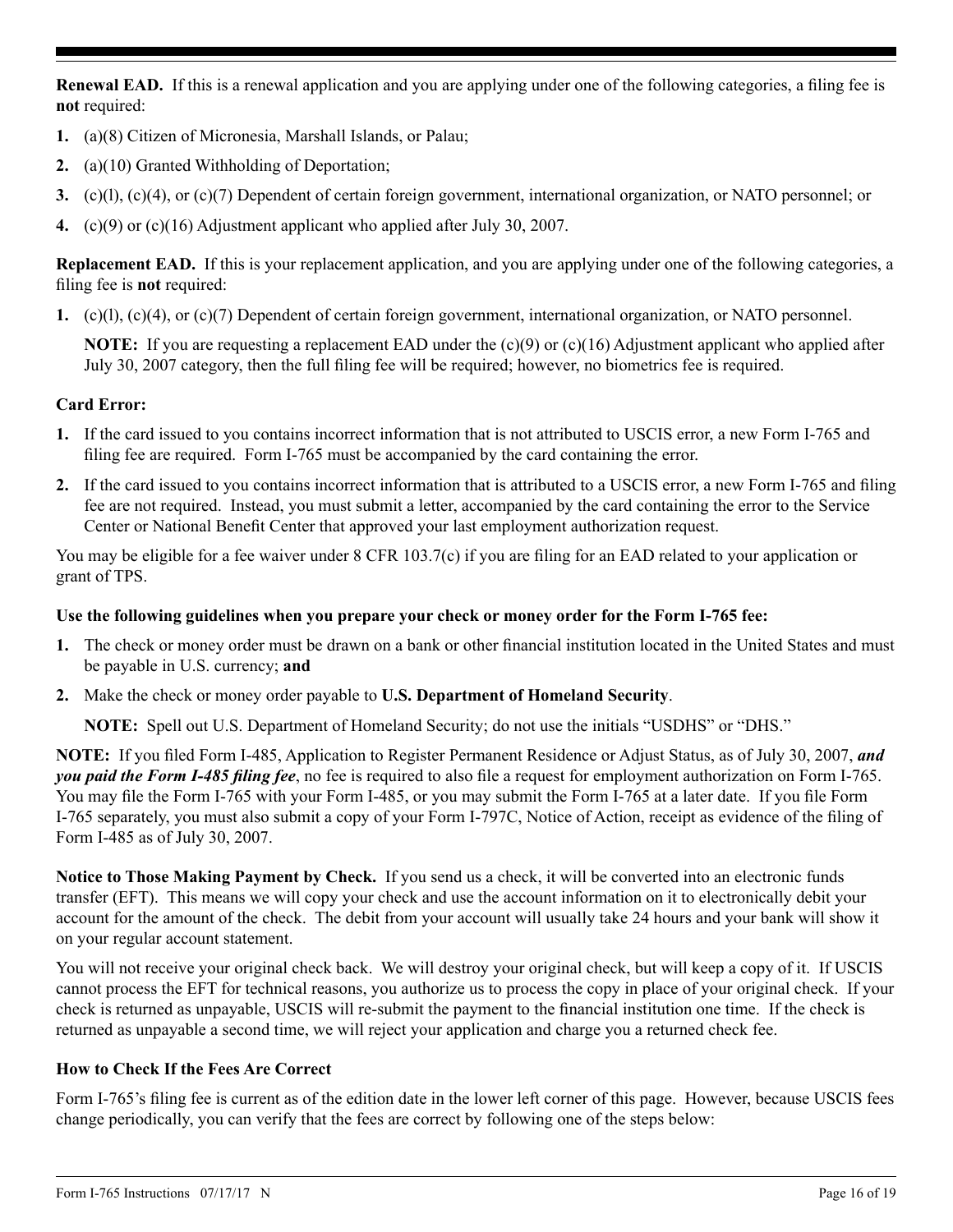**Renewal EAD.** If this is a renewal application and you are applying under one of the following categories, a filing fee is **not** required:

1. (a)(8) Citizen of Micronesia, Marshall Islands, or Palau;
2. (a)(10) Granted Withholding of Deportation;
3. (c)(l), (c)(4), or (c)(7) Dependent of certain foreign government, international organization, or NATO personnel; or
4. (c)(9) or (c)(16) Adjustment applicant who applied after July 30, 2007.

**Replacement EAD.** If this is your replacement application, and you are applying under one of the following categories, a filing fee is **not** required:

1. (c)(l), (c)(4), or (c)(7) Dependent of certain foreign government, international organization, or NATO personnel.

   **NOTE:** If you are requesting a replacement EAD under the (c)(9) or (c)(16) Adjustment applicant who applied after July 30, 2007 category, then the full filing fee will be required; however, no biometrics fee is required.

**Card Error:**

1. If the card issued to you contains incorrect information that is not attributed to USCIS error, a new Form I-765 and filing fee are required. Form I-765 must be accompanied by the card containing the error.
2. If the card issued to you contains incorrect information that is attributed to a USCIS error, a new Form I-765 and filing fee are not required. Instead, you must submit a letter, accompanied by the card containing the error to the Service Center or National Benefit Center that approved your last employment authorization request.

You may be eligible for a fee waiver under 8 CFR 103.7(c) if you are filing for an EAD related to your application or grant of TPS.

**Use the following guidelines when you prepare your check or money order for the Form I-765 fee:**

1. The check or money order must be drawn on a bank or other financial institution located in the United States and must be payable in U.S. currency; **and**
2. Make the check or money order payable to **U.S. Department of Homeland Security**.

   **NOTE:** Spell out U.S. Department of Homeland Security; do not use the initials "USDHS" or "DHS."

**NOTE:** If you filed Form I-485, Application to Register Permanent Residence or Adjust Status, as of July 30, 2007, ***and you paid the Form I-485 filing fee***, no fee is required to also file a request for employment authorization on Form I-765. You may file the Form I-765 with your Form I-485, or you may submit the Form I-765 at a later date. If you file Form I-765 separately, you must also submit a copy of your Form I-797C, Notice of Action, receipt as evidence of the filing of Form I-485 as of July 30, 2007.

**Notice to Those Making Payment by Check.** If you send us a check, it will be converted into an electronic funds transfer (EFT). This means we will copy your check and use the account information on it to electronically debit your account for the amount of the check. The debit from your account will usually take 24 hours and your bank will show it on your regular account statement.

You will not receive your original check back. We will destroy your original check, but will keep a copy of it. If USCIS cannot process the EFT for technical reasons, you authorize us to process the copy in place of your original check. If your check is returned as unpayable, USCIS will re-submit the payment to the financial institution one time. If the check is returned as unpayable a second time, we will reject your application and charge you a returned check fee.

**How to Check If the Fees Are Correct**

Form I-765's filing fee is current as of the edition date in the lower left corner of this page. However, because USCIS fees change periodically, you can verify that the fees are correct by following one of the steps below: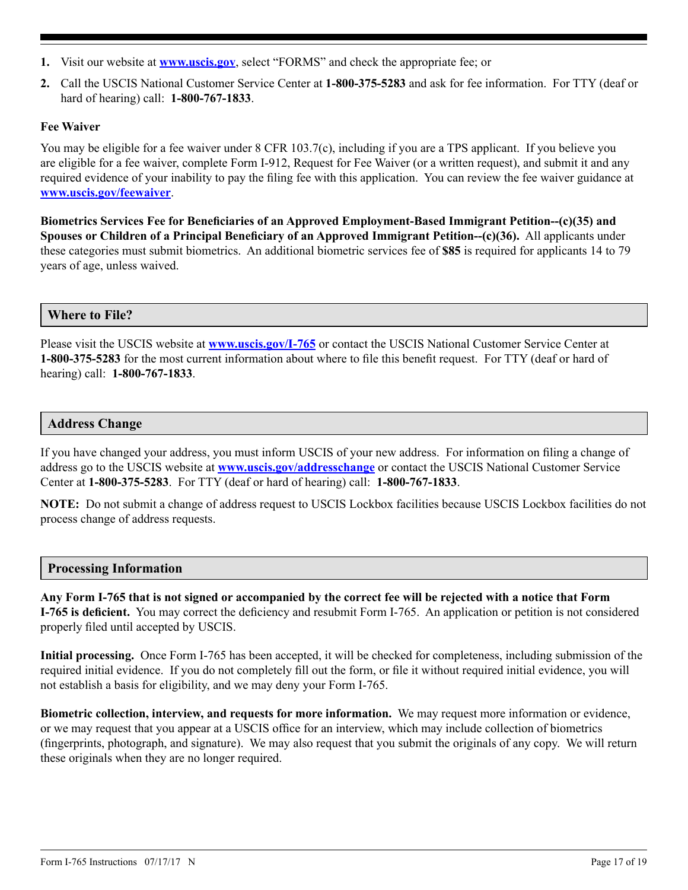1. Visit our website at **www.uscis.gov**, select "FORMS" and check the appropriate fee; or
2. Call the USCIS National Customer Service Center at **1-800-375-5283** and ask for fee information. For TTY (deaf or hard of hearing) call: **1-800-767-1833**.

**Fee Waiver**

You may be eligible for a fee waiver under 8 CFR 103.7(c), including if you are a TPS applicant. If you believe you are eligible for a fee waiver, complete Form I-912, Request for Fee Waiver (or a written request), and submit it and any required evidence of your inability to pay the filing fee with this application. You can review the fee waiver guidance at **www.uscis.gov/feewaiver**.

**Biometrics Services Fee for Beneficiaries of an Approved Employment-Based Immigrant Petition--(c)(35) and Spouses or Children of a Principal Beneficiary of an Approved Immigrant Petition--(c)(36).** All applicants under these categories must submit biometrics. An additional biometric services fee of **$85** is required for applicants 14 to 79 years of age, unless waived.

## Where to File?

Please visit the USCIS website at **www.uscis.gov/I-765** or contact the USCIS National Customer Service Center at **1-800-375-5283** for the most current information about where to file this benefit request. For TTY (deaf or hard of hearing) call: **1-800-767-1833**.

## Address Change

If you have changed your address, you must inform USCIS of your new address. For information on filing a change of address go to the USCIS website at **www.uscis.gov/addresschange** or contact the USCIS National Customer Service Center at **1-800-375-5283**. For TTY (deaf or hard of hearing) call: **1-800-767-1833**.

**NOTE:** Do not submit a change of address request to USCIS Lockbox facilities because USCIS Lockbox facilities do not process change of address requests.

## Processing Information

**Any Form I-765 that is not signed or accompanied by the correct fee will be rejected with a notice that Form I-765 is deficient.** You may correct the deficiency and resubmit Form I-765. An application or petition is not considered properly filed until accepted by USCIS.

**Initial processing.** Once Form I-765 has been accepted, it will be checked for completeness, including submission of the required initial evidence. If you do not completely fill out the form, or file it without required initial evidence, you will not establish a basis for eligibility, and we may deny your Form I-765.

**Biometric collection, interview, and requests for more information.** We may request more information or evidence, or we may request that you appear at a USCIS office for an interview, which may include collection of biometrics (fingerprints, photograph, and signature). We may also request that you submit the originals of any copy. We will return these originals when they are no longer required.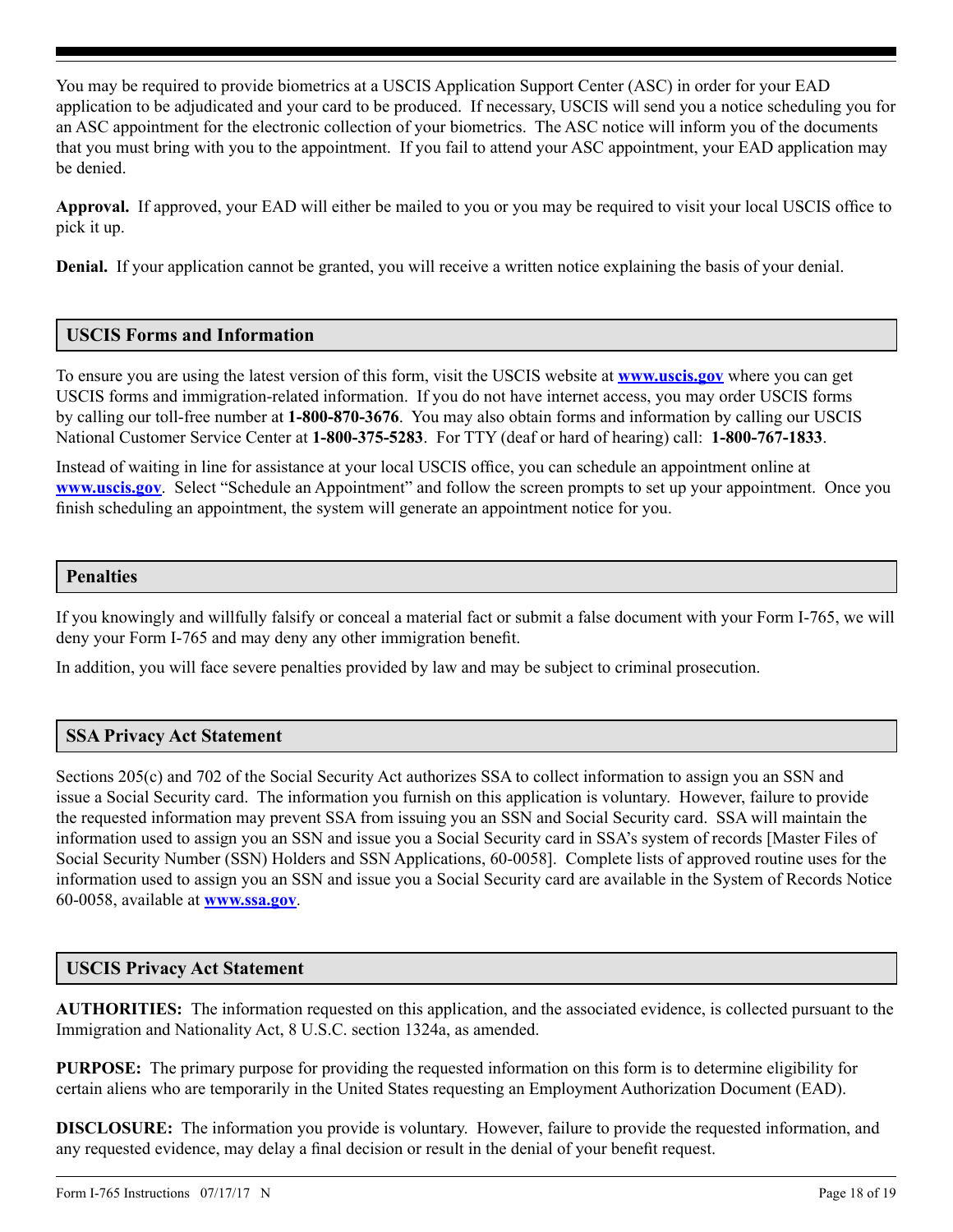You may be required to provide biometrics at a USCIS Application Support Center (ASC) in order for your EAD application to be adjudicated and your card to be produced. If necessary, USCIS will send you a notice scheduling you for an ASC appointment for the electronic collection of your biometrics. The ASC notice will inform you of the documents that you must bring with you to the appointment. If you fail to attend your ASC appointment, your EAD application may be denied.

**Approval.** If approved, your EAD will either be mailed to you or you may be required to visit your local USCIS office to pick it up.

**Denial.** If your application cannot be granted, you will receive a written notice explaining the basis of your denial.

## USCIS Forms and Information

To ensure you are using the latest version of this form, visit the USCIS website at **www.uscis.gov** where you can get USCIS forms and immigration-related information. If you do not have internet access, you may order USCIS forms by calling our toll-free number at **1-800-870-3676**. You may also obtain forms and information by calling our USCIS National Customer Service Center at **1-800-375-5283**. For TTY (deaf or hard of hearing) call: **1-800-767-1833**.

Instead of waiting in line for assistance at your local USCIS office, you can schedule an appointment online at **www.uscis.gov**. Select "Schedule an Appointment" and follow the screen prompts to set up your appointment. Once you finish scheduling an appointment, the system will generate an appointment notice for you.

## Penalties

If you knowingly and willfully falsify or conceal a material fact or submit a false document with your Form I-765, we will deny your Form I-765 and may deny any other immigration benefit.

In addition, you will face severe penalties provided by law and may be subject to criminal prosecution.

## SSA Privacy Act Statement

Sections 205(c) and 702 of the Social Security Act authorizes SSA to collect information to assign you an SSN and issue a Social Security card. The information you furnish on this application is voluntary. However, failure to provide the requested information may prevent SSA from issuing you an SSN and Social Security card. SSA will maintain the information used to assign you an SSN and issue you a Social Security card in SSA's system of records [Master Files of Social Security Number (SSN) Holders and SSN Applications, 60-0058]. Complete lists of approved routine uses for the information used to assign you an SSN and issue you a Social Security card are available in the System of Records Notice 60-0058, available at **www.ssa.gov**.

## USCIS Privacy Act Statement

**AUTHORITIES:** The information requested on this application, and the associated evidence, is collected pursuant to the Immigration and Nationality Act, 8 U.S.C. section 1324a, as amended.

**PURPOSE:** The primary purpose for providing the requested information on this form is to determine eligibility for certain aliens who are temporarily in the United States requesting an Employment Authorization Document (EAD).

**DISCLOSURE:** The information you provide is voluntary. However, failure to provide the requested information, and any requested evidence, may delay a final decision or result in the denial of your benefit request.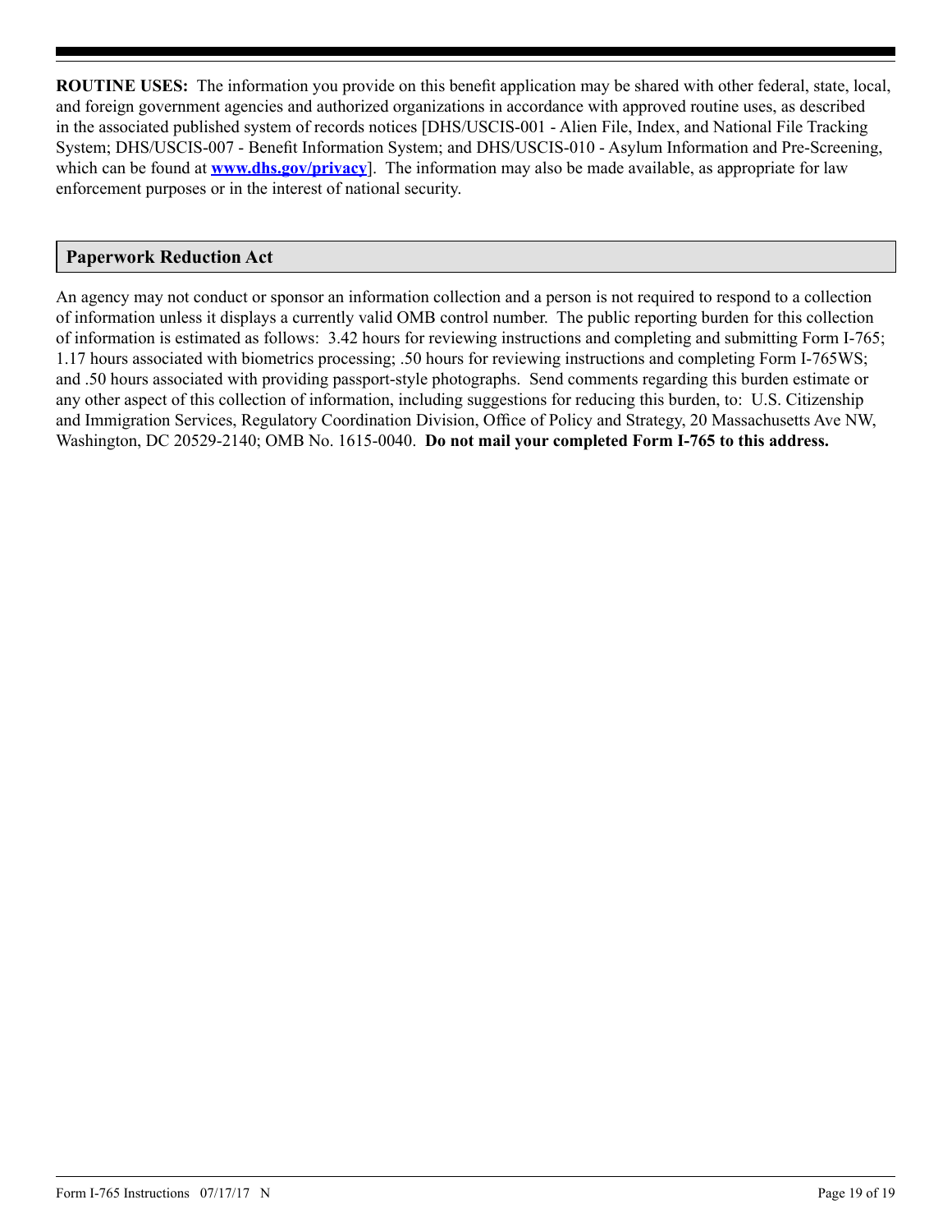**ROUTINE USES:** The information you provide on this benefit application may be shared with other federal, state, local, and foreign government agencies and authorized organizations in accordance with approved routine uses, as described in the associated published system of records notices [DHS/USCIS-001 - Alien File, Index, and National File Tracking System; DHS/USCIS-007 - Benefit Information System; and DHS/USCIS-010 - Asylum Information and Pre-Screening, which can be found at **www.dhs.gov/privacy**]. The information may also be made available, as appropriate for law enforcement purposes or in the interest of national security.

## Paperwork Reduction Act

An agency may not conduct or sponsor an information collection and a person is not required to respond to a collection of information unless it displays a currently valid OMB control number. The public reporting burden for this collection of information is estimated as follows: 3.42 hours for reviewing instructions and completing and submitting Form I-765; 1.17 hours associated with biometrics processing; .50 hours for reviewing instructions and completing Form I-765WS; and .50 hours associated with providing passport-style photographs. Send comments regarding this burden estimate or any other aspect of this collection of information, including suggestions for reducing this burden, to: U.S. Citizenship and Immigration Services, Regulatory Coordination Division, Office of Policy and Strategy, 20 Massachusetts Ave NW, Washington, DC 20529-2140; OMB No. 1615-0040. **Do not mail your completed Form I-765 to this address.**